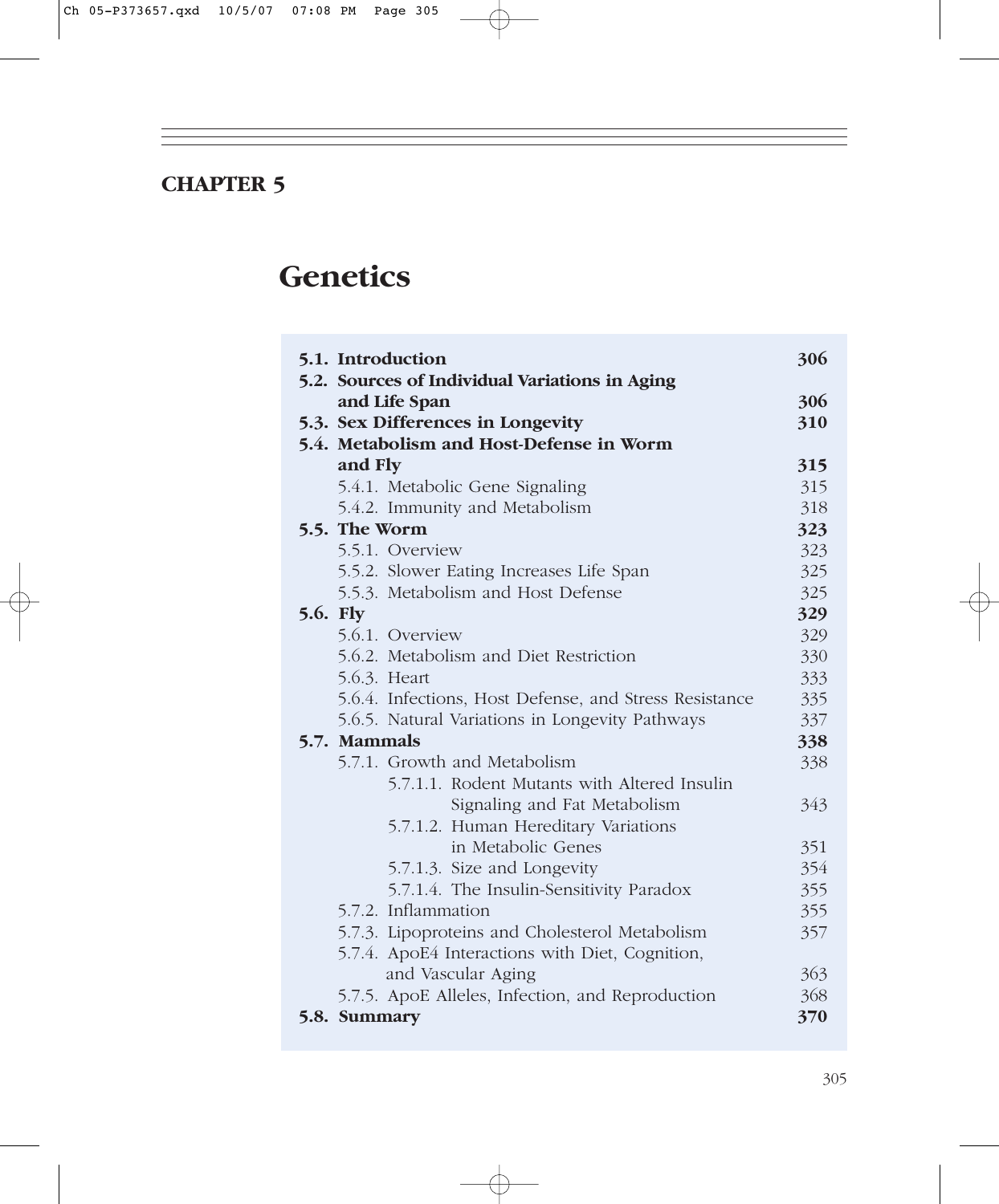## CHAPTER 5

# Genetics

| | |
|---|---|
| **5.1. Introduction** | **306** |
| **5.2. Sources of Individual Variations in Aging and Life Span** | **306** |
| **5.3. Sex Differences in Longevity** | **310** |
| **5.4. Metabolism and Host-Defense in Worm and Fly** | **315** |
| 5.4.1. Metabolic Gene Signaling | 315 |
| 5.4.2. Immunity and Metabolism | 318 |
| **5.5. The Worm** | **323** |
| 5.5.1. Overview | 323 |
| 5.5.2. Slower Eating Increases Life Span | 325 |
| 5.5.3. Metabolism and Host Defense | 325 |
| **5.6. Fly** | **329** |
| 5.6.1. Overview | 329 |
| 5.6.2. Metabolism and Diet Restriction | 330 |
| 5.6.3. Heart | 333 |
| 5.6.4. Infections, Host Defense, and Stress Resistance | 335 |
| 5.6.5. Natural Variations in Longevity Pathways | 337 |
| **5.7. Mammals** | **338** |
| 5.7.1. Growth and Metabolism | 338 |
| 5.7.1.1. Rodent Mutants with Altered Insulin Signaling and Fat Metabolism | 343 |
| 5.7.1.2. Human Hereditary Variations in Metabolic Genes | 351 |
| 5.7.1.3. Size and Longevity | 354 |
| 5.7.1.4. The Insulin-Sensitivity Paradox | 355 |
| 5.7.2. Inflammation | 355 |
| 5.7.3. Lipoproteins and Cholesterol Metabolism | 357 |
| 5.7.4. ApoE4 Interactions with Diet, Cognition, and Vascular Aging | 363 |
| 5.7.5. ApoE Alleles, Infection, and Reproduction | 368 |
| **5.8. Summary** | **370** |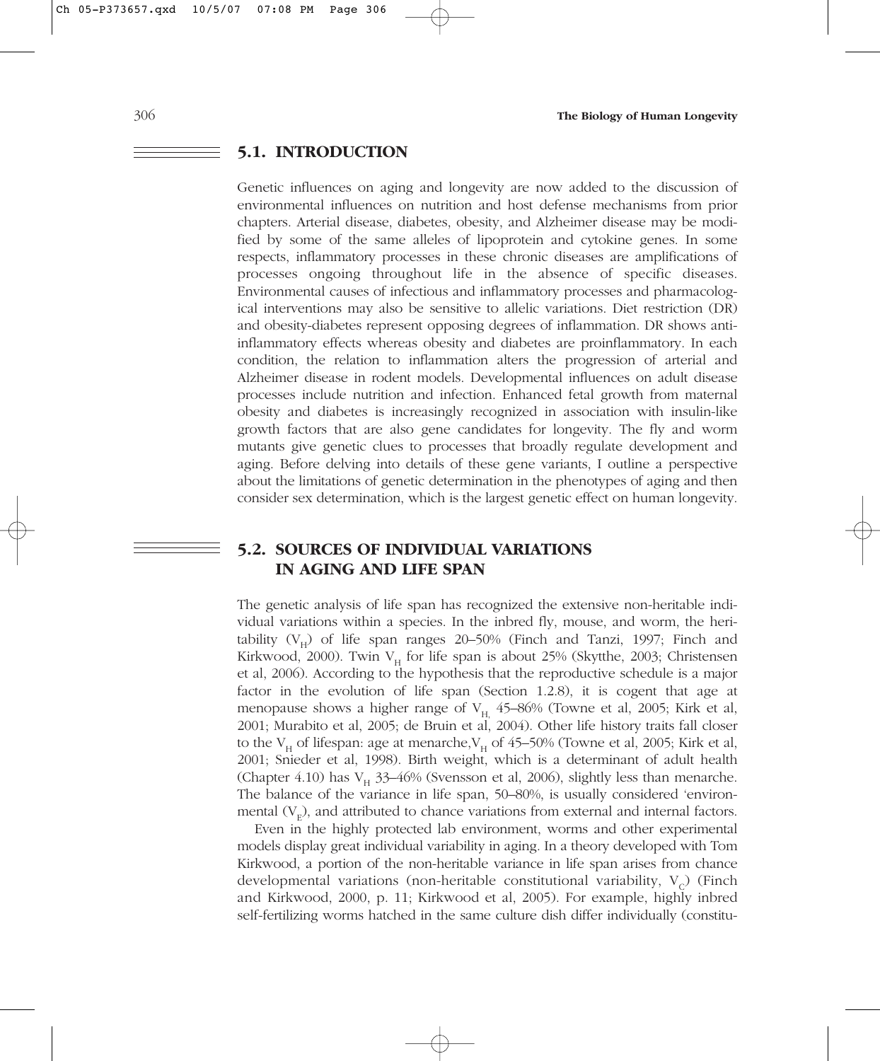## 5.1. INTRODUCTION

Genetic influences on aging and longevity are now added to the discussion of environmental influences on nutrition and host defense mechanisms from prior chapters. Arterial disease, diabetes, obesity, and Alzheimer disease may be modified by some of the same alleles of lipoprotein and cytokine genes. In some respects, inflammatory processes in these chronic diseases are amplifications of processes ongoing throughout life in the absence of specific diseases. Environmental causes of infectious and inflammatory processes and pharmacological interventions may also be sensitive to allelic variations. Diet restriction (DR) and obesity-diabetes represent opposing degrees of inflammation. DR shows anti-inflammatory effects whereas obesity and diabetes are proinflammatory. In each condition, the relation to inflammation alters the progression of arterial and Alzheimer disease in rodent models. Developmental influences on adult disease processes include nutrition and infection. Enhanced fetal growth from maternal obesity and diabetes is increasingly recognized in association with insulin-like growth factors that are also gene candidates for longevity. The fly and worm mutants give genetic clues to processes that broadly regulate development and aging. Before delving into details of these gene variants, I outline a perspective about the limitations of genetic determination in the phenotypes of aging and then consider sex determination, which is the largest genetic effect on human longevity.

## 5.2. SOURCES OF INDIVIDUAL VARIATIONS IN AGING AND LIFE SPAN

The genetic analysis of life span has recognized the extensive non-heritable individual variations within a species. In the inbred fly, mouse, and worm, the heritability ($V_H$) of life span ranges 20–50% (Finch and Tanzi, 1997; Finch and Kirkwood, 2000). Twin $V_H$ for life span is about 25% (Skytthe, 2003; Christensen et al, 2006). According to the hypothesis that the reproductive schedule is a major factor in the evolution of life span (Section 1.2.8), it is cogent that age at menopause shows a higher range of $V_{H,}$ 45–86% (Towne et al, 2005; Kirk et al, 2001; Murabito et al, 2005; de Bruin et al, 2004). Other life history traits fall closer to the $V_H$ of lifespan: age at menarche, $V_H$ of 45–50% (Towne et al, 2005; Kirk et al, 2001; Snieder et al, 1998). Birth weight, which is a determinant of adult health (Chapter 4.10) has $V_H$ 33–46% (Svensson et al, 2006), slightly less than menarche. The balance of the variance in life span, 50–80%, is usually considered 'environmental ($V_E$), and attributed to chance variations from external and internal factors.

Even in the highly protected lab environment, worms and other experimental models display great individual variability in aging. In a theory developed with Tom Kirkwood, a portion of the non-heritable variance in life span arises from chance developmental variations (non-heritable constitutional variability, $V_C$) (Finch and Kirkwood, 2000, p. 11; Kirkwood et al, 2005). For example, highly inbred self-fertilizing worms hatched in the same culture dish differ individually (constitu-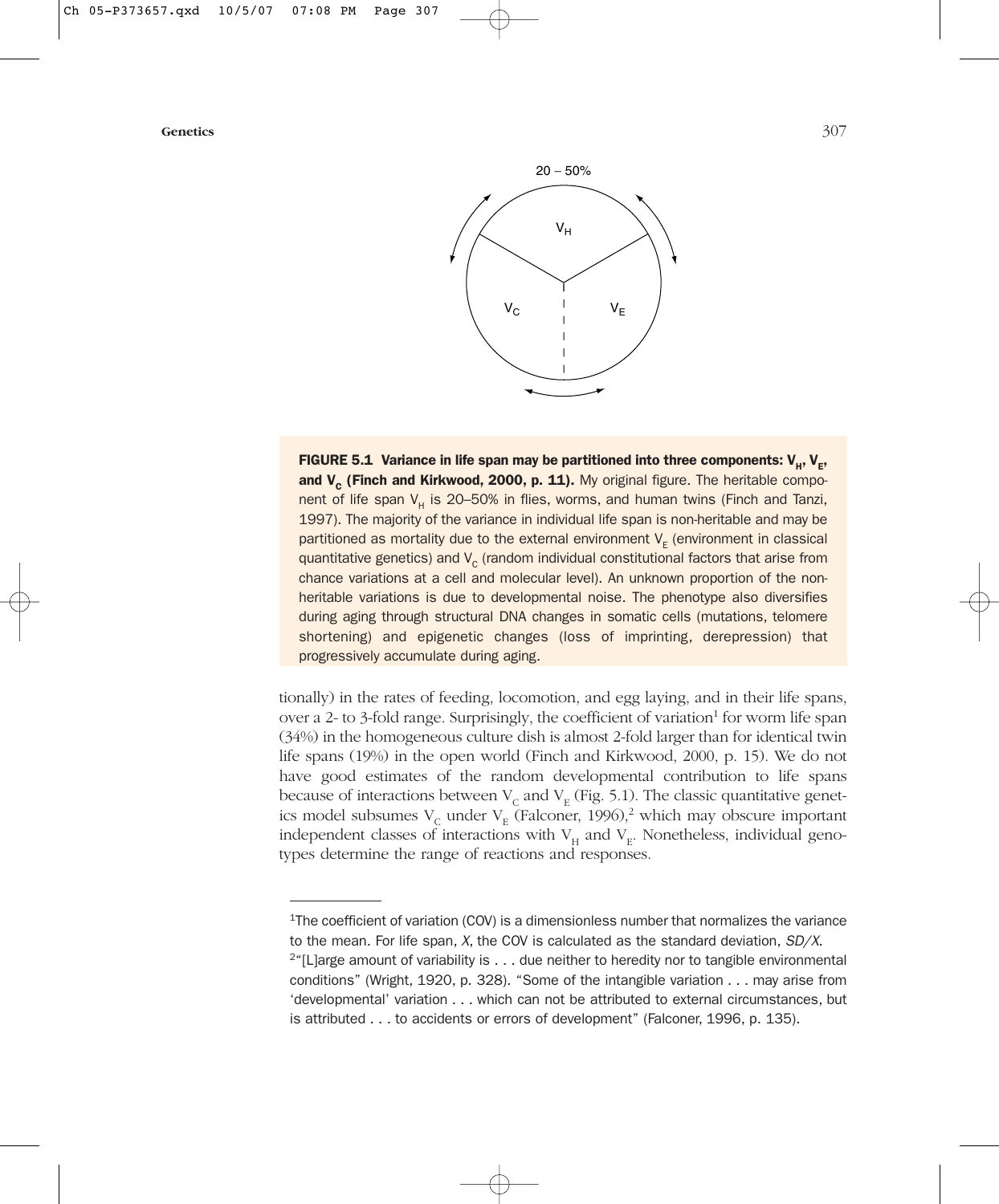**FIGURE 5.1 Variance in life span may be partitioned into three components: $V_H$, $V_E$, and $V_C$ (Finch and Kirkwood, 2000, p. 11).** My original figure. The heritable component of life span $V_H$ is 20–50% in flies, worms, and human twins (Finch and Tanzi, 1997). The majority of the variance in individual life span is non-heritable and may be partitioned as mortality due to the external environment $V_E$ (environment in classical quantitative genetics) and $V_C$ (random individual constitutional factors that arise from chance variations at a cell and molecular level). An unknown proportion of the non-heritable variations is due to developmental noise. The phenotype also diversifies during aging through structural DNA changes in somatic cells (mutations, telomere shortening) and epigenetic changes (loss of imprinting, derepression) that progressively accumulate during aging.

tionally) in the rates of feeding, locomotion, and egg laying, and in their life spans, over a 2- to 3-fold range. Surprisingly, the coefficient of variation[1] for worm life span (34%) in the homogeneous culture dish is almost 2-fold larger than for identical twin life spans (19%) in the open world (Finch and Kirkwood, 2000, p. 15). We do not have good estimates of the random developmental contribution to life spans because of interactions between $V_C$ and $V_E$ (Fig. 5.1). The classic quantitative genetics model subsumes $V_C$ under $V_E$ (Falconer, 1996),[2] which may obscure important independent classes of interactions with $V_H$ and $V_E$. Nonetheless, individual genotypes determine the range of reactions and responses.

---

[1]The coefficient of variation (COV) is a dimensionless number that normalizes the variance to the mean. For life span, *X*, the COV is calculated as the standard deviation, *SD/X*.

[2]"[L]arge amount of variability is . . . due neither to heredity nor to tangible environmental conditions" (Wright, 1920, p. 328). "Some of the intangible variation . . . may arise from 'developmental' variation . . . which can not be attributed to external circumstances, but is attributed . . . to accidents or errors of development" (Falconer, 1996, p. 135).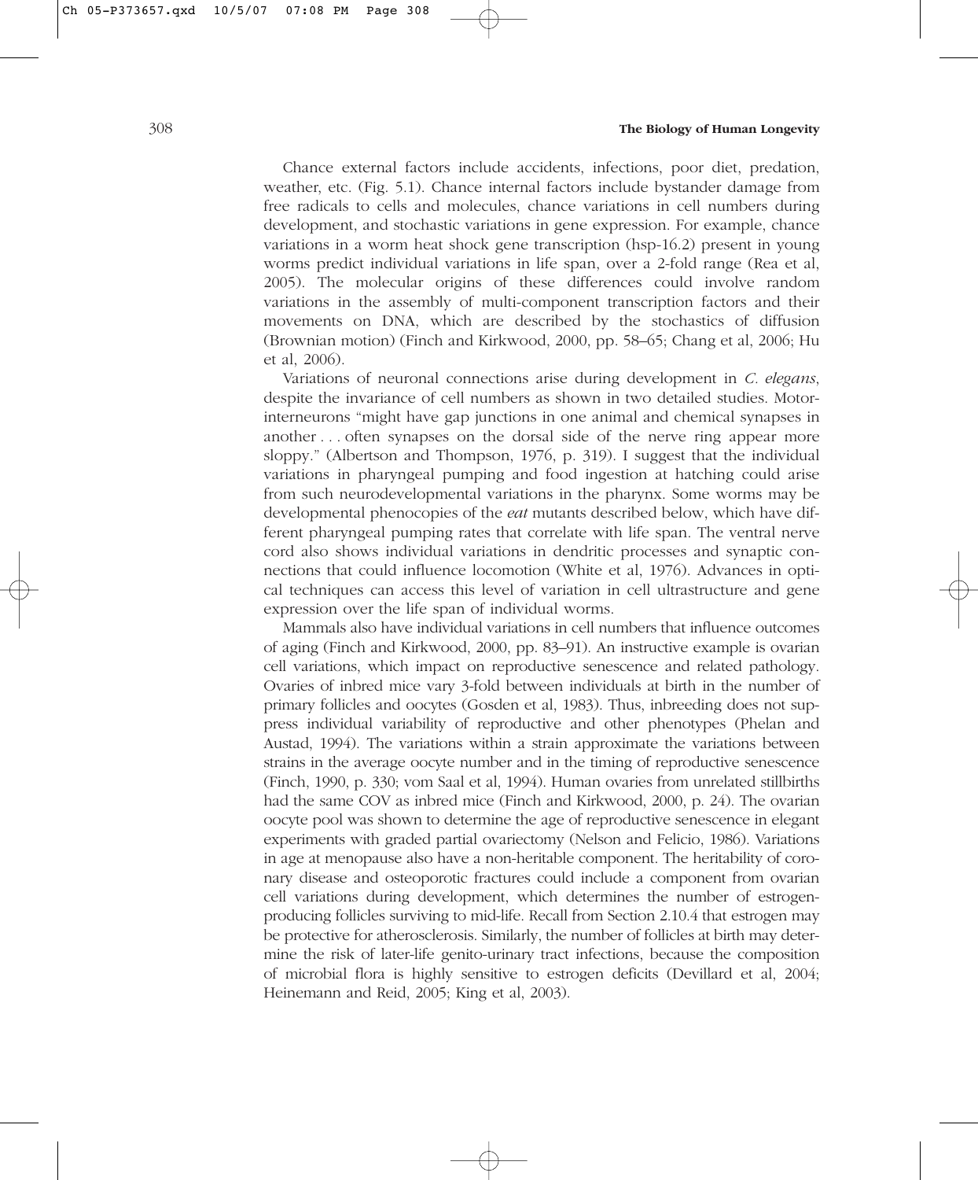Chance external factors include accidents, infections, poor diet, predation, weather, etc. (Fig. 5.1). Chance internal factors include bystander damage from free radicals to cells and molecules, chance variations in cell numbers during development, and stochastic variations in gene expression. For example, chance variations in a worm heat shock gene transcription (hsp-16.2) present in young worms predict individual variations in life span, over a 2-fold range (Rea et al, 2005). The molecular origins of these differences could involve random variations in the assembly of multi-component transcription factors and their movements on DNA, which are described by the stochastics of diffusion (Brownian motion) (Finch and Kirkwood, 2000, pp. 58–65; Chang et al, 2006; Hu et al, 2006).

Variations of neuronal connections arise during development in *C. elegans*, despite the invariance of cell numbers as shown in two detailed studies. Motor-interneurons "might have gap junctions in one animal and chemical synapses in another . . . often synapses on the dorsal side of the nerve ring appear more sloppy." (Albertson and Thompson, 1976, p. 319). I suggest that the individual variations in pharyngeal pumping and food ingestion at hatching could arise from such neurodevelopmental variations in the pharynx. Some worms may be developmental phenocopies of the *eat* mutants described below, which have different pharyngeal pumping rates that correlate with life span. The ventral nerve cord also shows individual variations in dendritic processes and synaptic connections that could influence locomotion (White et al, 1976). Advances in optical techniques can access this level of variation in cell ultrastructure and gene expression over the life span of individual worms.

Mammals also have individual variations in cell numbers that influence outcomes of aging (Finch and Kirkwood, 2000, pp. 83–91). An instructive example is ovarian cell variations, which impact on reproductive senescence and related pathology. Ovaries of inbred mice vary 3-fold between individuals at birth in the number of primary follicles and oocytes (Gosden et al, 1983). Thus, inbreeding does not suppress individual variability of reproductive and other phenotypes (Phelan and Austad, 1994). The variations within a strain approximate the variations between strains in the average oocyte number and in the timing of reproductive senescence (Finch, 1990, p. 330; vom Saal et al, 1994). Human ovaries from unrelated stillbirths had the same COV as inbred mice (Finch and Kirkwood, 2000, p. 24). The ovarian oocyte pool was shown to determine the age of reproductive senescence in elegant experiments with graded partial ovariectomy (Nelson and Felicio, 1986). Variations in age at menopause also have a non-heritable component. The heritability of coronary disease and osteoporotic fractures could include a component from ovarian cell variations during development, which determines the number of estrogen-producing follicles surviving to mid-life. Recall from Section 2.10.4 that estrogen may be protective for atherosclerosis. Similarly, the number of follicles at birth may determine the risk of later-life genito-urinary tract infections, because the composition of microbial flora is highly sensitive to estrogen deficits (Devillard et al, 2004; Heinemann and Reid, 2005; King et al, 2003).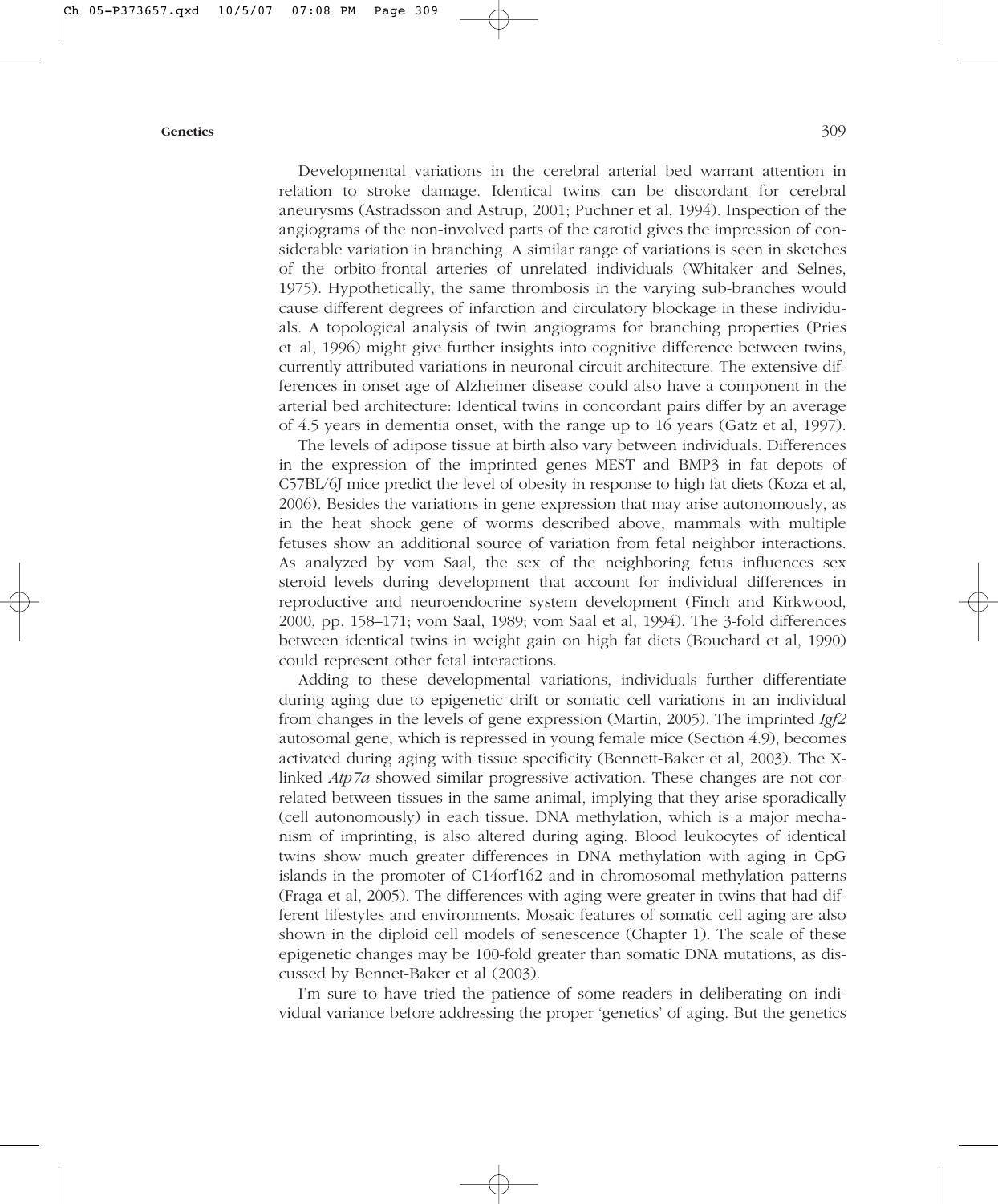Developmental variations in the cerebral arterial bed warrant attention in relation to stroke damage. Identical twins can be discordant for cerebral aneurysms (Astradsson and Astrup, 2001; Puchner et al, 1994). Inspection of the angiograms of the non-involved parts of the carotid gives the impression of considerable variation in branching. A similar range of variations is seen in sketches of the orbito-frontal arteries of unrelated individuals (Whitaker and Selnes, 1975). Hypothetically, the same thrombosis in the varying sub-branches would cause different degrees of infarction and circulatory blockage in these individuals. A topological analysis of twin angiograms for branching properties (Pries et al, 1996) might give further insights into cognitive difference between twins, currently attributed variations in neuronal circuit architecture. The extensive differences in onset age of Alzheimer disease could also have a component in the arterial bed architecture: Identical twins in concordant pairs differ by an average of 4.5 years in dementia onset, with the range up to 16 years (Gatz et al, 1997).

The levels of adipose tissue at birth also vary between individuals. Differences in the expression of the imprinted genes MEST and BMP3 in fat depots of C57BL/6J mice predict the level of obesity in response to high fat diets (Koza et al, 2006). Besides the variations in gene expression that may arise autonomously, as in the heat shock gene of worms described above, mammals with multiple fetuses show an additional source of variation from fetal neighbor interactions. As analyzed by vom Saal, the sex of the neighboring fetus influences sex steroid levels during development that account for individual differences in reproductive and neuroendocrine system development (Finch and Kirkwood, 2000, pp. 158–171; vom Saal, 1989; vom Saal et al, 1994). The 3-fold differences between identical twins in weight gain on high fat diets (Bouchard et al, 1990) could represent other fetal interactions.

Adding to these developmental variations, individuals further differentiate during aging due to epigenetic drift or somatic cell variations in an individual from changes in the levels of gene expression (Martin, 2005). The imprinted *Igf2* autosomal gene, which is repressed in young female mice (Section 4.9), becomes activated during aging with tissue specificity (Bennett-Baker et al, 2003). The X-linked *Atp7a* showed similar progressive activation. These changes are not correlated between tissues in the same animal, implying that they arise sporadically (cell autonomously) in each tissue. DNA methylation, which is a major mechanism of imprinting, is also altered during aging. Blood leukocytes of identical twins show much greater differences in DNA methylation with aging in CpG islands in the promoter of C14orf162 and in chromosomal methylation patterns (Fraga et al, 2005). The differences with aging were greater in twins that had different lifestyles and environments. Mosaic features of somatic cell aging are also shown in the diploid cell models of senescence (Chapter 1). The scale of these epigenetic changes may be 100-fold greater than somatic DNA mutations, as discussed by Bennet-Baker et al (2003).

I'm sure to have tried the patience of some readers in deliberating on individual variance before addressing the proper 'genetics' of aging. But the genetics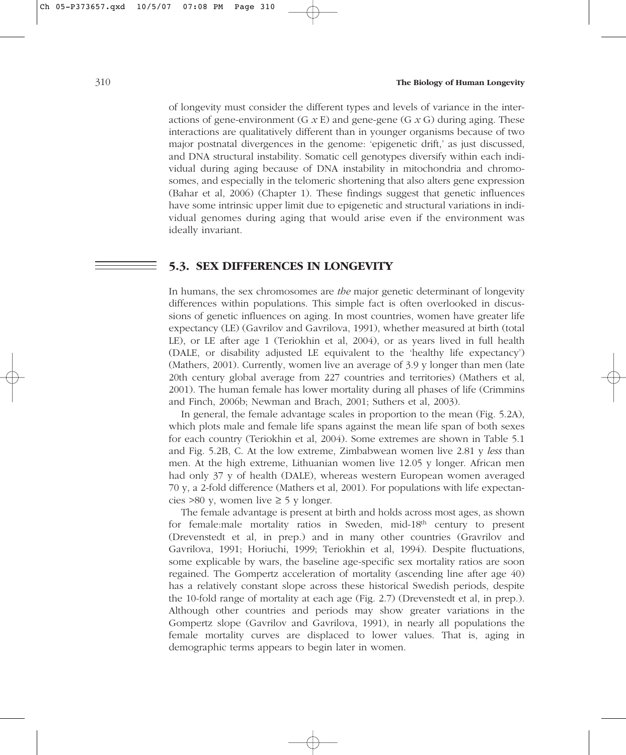of longevity must consider the different types and levels of variance in the interactions of gene-environment (G *x* E) and gene-gene (G *x* G) during aging. These interactions are qualitatively different than in younger organisms because of two major postnatal divergences in the genome: 'epigenetic drift,' as just discussed, and DNA structural instability. Somatic cell genotypes diversify within each individual during aging because of DNA instability in mitochondria and chromosomes, and especially in the telomeric shortening that also alters gene expression (Bahar et al, 2006) (Chapter 1). These findings suggest that genetic influences have some intrinsic upper limit due to epigenetic and structural variations in individual genomes during aging that would arise even if the environment was ideally invariant.

## 5.3. SEX DIFFERENCES IN LONGEVITY

In humans, the sex chromosomes are *the* major genetic determinant of longevity differences within populations. This simple fact is often overlooked in discussions of genetic influences on aging. In most countries, women have greater life expectancy (LE) (Gavrilov and Gavrilova, 1991), whether measured at birth (total LE), or LE after age 1 (Teriokhin et al, 2004), or as years lived in full health (DALE, or disability adjusted LE equivalent to the 'healthy life expectancy') (Mathers, 2001). Currently, women live an average of 3.9 y longer than men (late 20th century global average from 227 countries and territories) (Mathers et al, 2001). The human female has lower mortality during all phases of life (Crimmins and Finch, 2006b; Newman and Brach, 2001; Suthers et al, 2003).

In general, the female advantage scales in proportion to the mean (Fig. 5.2A), which plots male and female life spans against the mean life span of both sexes for each country (Teriokhin et al, 2004). Some extremes are shown in Table 5.1 and Fig. 5.2B, C. At the low extreme, Zimbabwean women live 2.81 y *less* than men. At the high extreme, Lithuanian women live 12.05 y longer. African men had only 37 y of health (DALE), whereas western European women averaged 70 y, a 2-fold difference (Mathers et al, 2001). For populations with life expectancies >80 y, women live ≥ 5 y longer.

The female advantage is present at birth and holds across most ages, as shown for female:male mortality ratios in Sweden, mid-18th century to present (Drevenstedt et al, in prep.) and in many other countries (Gravrilov and Gavrilova, 1991; Horiuchi, 1999; Teriokhin et al, 1994). Despite fluctuations, some explicable by wars, the baseline age-specific sex mortality ratios are soon regained. The Gompertz acceleration of mortality (ascending line after age 40) has a relatively constant slope across these historical Swedish periods, despite the 10-fold range of mortality at each age (Fig. 2.7) (Drevenstedt et al, in prep.). Although other countries and periods may show greater variations in the Gompertz slope (Gavrilov and Gavrilova, 1991), in nearly all populations the female mortality curves are displaced to lower values. That is, aging in demographic terms appears to begin later in women.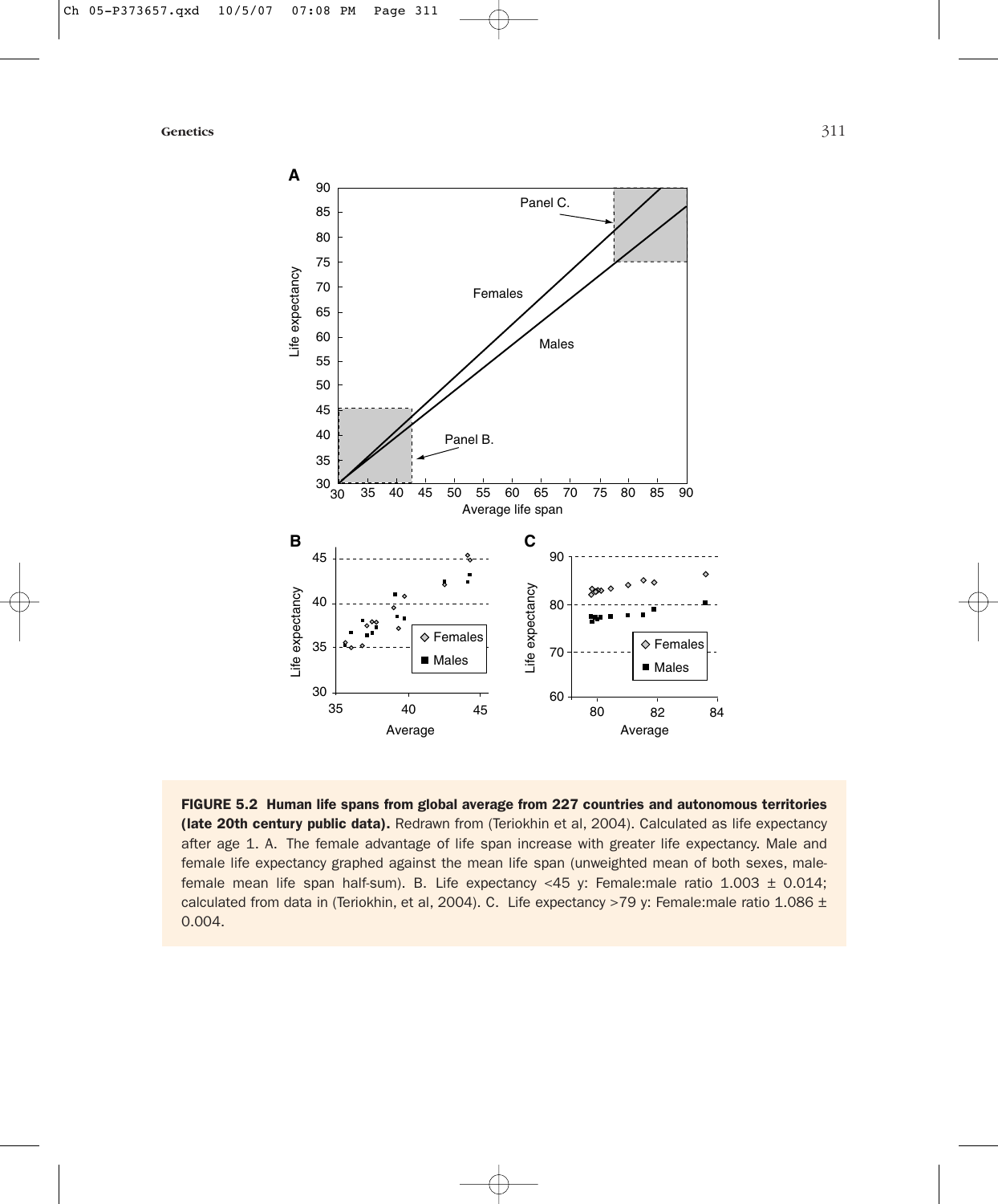**FIGURE 5.2 Human life spans from global average from 227 countries and autonomous territories (late 20th century public data).** Redrawn from (Teriokhin et al, 2004). Calculated as life expectancy after age 1. A. The female advantage of life span increase with greater life expectancy. Male and female life expectancy graphed against the mean life span (unweighted mean of both sexes, male-female mean life span half-sum). B. Life expectancy <45 y: Female:male ratio 1.003 ± 0.014; calculated from data in (Teriokhin, et al, 2004). C. Life expectancy >79 y: Female:male ratio 1.086 ± 0.004.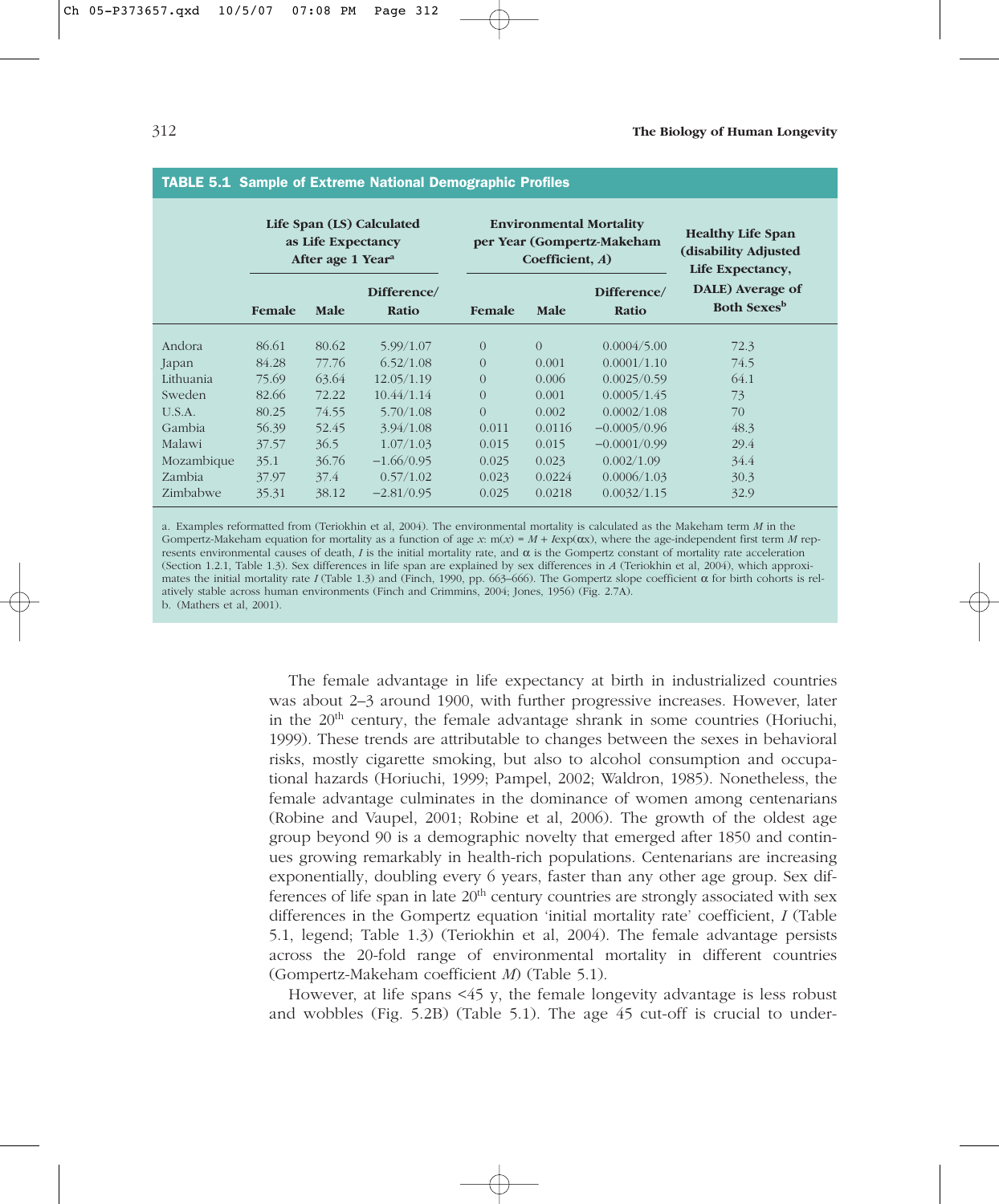**TABLE 5.1 Sample of Extreme National Demographic Profiles**

| | Life Span (LS) Calculated as Life Expectancy After age 1 Year[a] | | | Environmental Mortality per Year (Gompertz-Makeham Coefficient, *A*) | | | Healthy Life Span (disability Adjusted Life Expectancy, DALE) Average of Both Sexes[b] |
|---|---|---|---|---|---|---|---|
| | Female | Male | Difference/ Ratio | Female | Male | Difference/ Ratio | |
| Andora | 86.61 | 80.62 | 5.99/1.07 | 0 | 0 | 0.0004/5.00 | 72.3 |
| Japan | 84.28 | 77.76 | 6.52/1.08 | 0 | 0.001 | 0.0001/1.10 | 74.5 |
| Lithuania | 75.69 | 63.64 | 12.05/1.19 | 0 | 0.006 | 0.0025/0.59 | 64.1 |
| Sweden | 82.66 | 72.22 | 10.44/1.14 | 0 | 0.001 | 0.0005/1.45 | 73 |
| U.S.A. | 80.25 | 74.55 | 5.70/1.08 | 0 | 0.002 | 0.0002/1.08 | 70 |
| Gambia | 56.39 | 52.45 | 3.94/1.08 | 0.011 | 0.0116 | −0.0005/0.96 | 48.3 |
| Malawi | 37.57 | 36.5 | 1.07/1.03 | 0.015 | 0.015 | −0.0001/0.99 | 29.4 |
| Mozambique | 35.1 | 36.76 | −1.66/0.95 | 0.025 | 0.023 | 0.002/1.09 | 34.4 |
| Zambia | 37.97 | 37.4 | 0.57/1.02 | 0.023 | 0.0224 | 0.0006/1.03 | 30.3 |
| Zimbabwe | 35.31 | 38.12 | −2.81/0.95 | 0.025 | 0.0218 | 0.0032/1.15 | 32.9 |

a. Examples reformatted from (Teriokhin et al, 2004). The environmental mortality is calculated as the Makeham term *M* in the Gompertz-Makeham equation for mortality as a function of age *x*: $m(x) = M + I\exp(\alpha x)$, where the age-independent first term *M* represents environmental causes of death, *I* is the initial mortality rate, and $\alpha$ is the Gompertz constant of mortality rate acceleration (Section 1.2.1, Table 1.3). Sex differences in life span are explained by sex differences in *A* (Teriokhin et al, 2004), which approximates the initial mortality rate *I* (Table 1.3) and (Finch, 1990, pp. 663–666). The Gompertz slope coefficient $\alpha$ for birth cohorts is relatively stable across human environments (Finch and Crimmins, 2004; Jones, 1956) (Fig. 2.7A).
b. (Mathers et al, 2001).

The female advantage in life expectancy at birth in industrialized countries was about 2–3 around 1900, with further progressive increases. However, later in the 20th century, the female advantage shrank in some countries (Horiuchi, 1999). These trends are attributable to changes between the sexes in behavioral risks, mostly cigarette smoking, but also to alcohol consumption and occupational hazards (Horiuchi, 1999; Pampel, 2002; Waldron, 1985). Nonetheless, the female advantage culminates in the dominance of women among centenarians (Robine and Vaupel, 2001; Robine et al, 2006). The growth of the oldest age group beyond 90 is a demographic novelty that emerged after 1850 and continues growing remarkably in health-rich populations. Centenarians are increasing exponentially, doubling every 6 years, faster than any other age group. Sex differences of life span in late 20th century countries are strongly associated with sex differences in the Gompertz equation 'initial mortality rate' coefficient, *I* (Table 5.1, legend; Table 1.3) (Teriokhin et al, 2004). The female advantage persists across the 20-fold range of environmental mortality in different countries (Gompertz-Makeham coefficient *M*) (Table 5.1).

However, at life spans <45 y, the female longevity advantage is less robust and wobbles (Fig. 5.2B) (Table 5.1). The age 45 cut-off is crucial to under-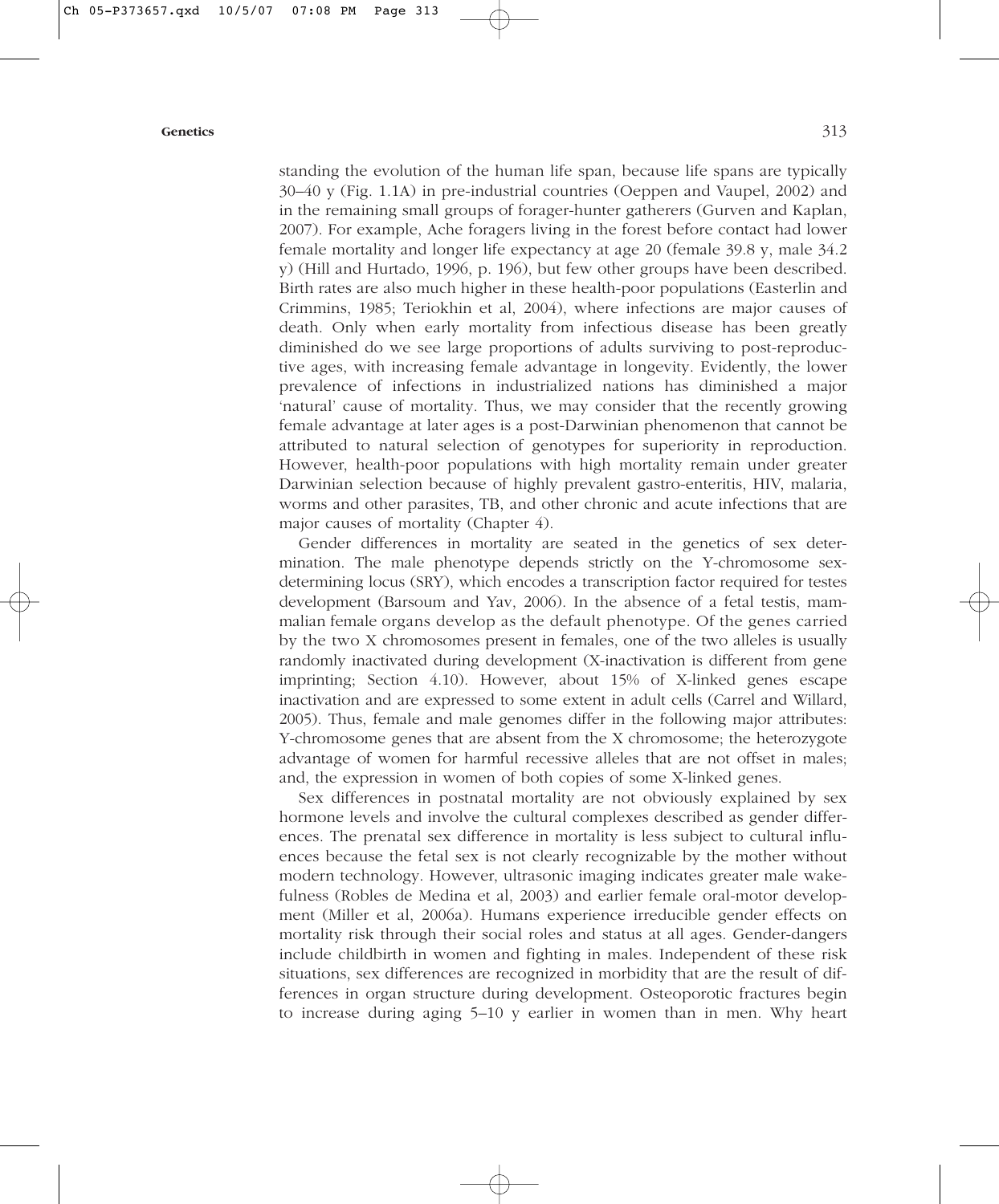standing the evolution of the human life span, because life spans are typically 30–40 y (Fig. 1.1A) in pre-industrial countries (Oeppen and Vaupel, 2002) and in the remaining small groups of forager-hunter gatherers (Gurven and Kaplan, 2007). For example, Ache foragers living in the forest before contact had lower female mortality and longer life expectancy at age 20 (female 39.8 y, male 34.2 y) (Hill and Hurtado, 1996, p. 196), but few other groups have been described. Birth rates are also much higher in these health-poor populations (Easterlin and Crimmins, 1985; Teriokhin et al, 2004), where infections are major causes of death. Only when early mortality from infectious disease has been greatly diminished do we see large proportions of adults surviving to post-reproductive ages, with increasing female advantage in longevity. Evidently, the lower prevalence of infections in industrialized nations has diminished a major 'natural' cause of mortality. Thus, we may consider that the recently growing female advantage at later ages is a post-Darwinian phenomenon that cannot be attributed to natural selection of genotypes for superiority in reproduction. However, health-poor populations with high mortality remain under greater Darwinian selection because of highly prevalent gastro-enteritis, HIV, malaria, worms and other parasites, TB, and other chronic and acute infections that are major causes of mortality (Chapter 4).

Gender differences in mortality are seated in the genetics of sex determination. The male phenotype depends strictly on the Y-chromosome sex-determining locus (SRY), which encodes a transcription factor required for testes development (Barsoum and Yav, 2006). In the absence of a fetal testis, mammalian female organs develop as the default phenotype. Of the genes carried by the two X chromosomes present in females, one of the two alleles is usually randomly inactivated during development (X-inactivation is different from gene imprinting; Section 4.10). However, about 15% of X-linked genes escape inactivation and are expressed to some extent in adult cells (Carrel and Willard, 2005). Thus, female and male genomes differ in the following major attributes: Y-chromosome genes that are absent from the X chromosome; the heterozygote advantage of women for harmful recessive alleles that are not offset in males; and, the expression in women of both copies of some X-linked genes.

Sex differences in postnatal mortality are not obviously explained by sex hormone levels and involve the cultural complexes described as gender differences. The prenatal sex difference in mortality is less subject to cultural influences because the fetal sex is not clearly recognizable by the mother without modern technology. However, ultrasonic imaging indicates greater male wakefulness (Robles de Medina et al, 2003) and earlier female oral-motor development (Miller et al, 2006a). Humans experience irreducible gender effects on mortality risk through their social roles and status at all ages. Gender-dangers include childbirth in women and fighting in males. Independent of these risk situations, sex differences are recognized in morbidity that are the result of differences in organ structure during development. Osteoporotic fractures begin to increase during aging 5–10 y earlier in women than in men. Why heart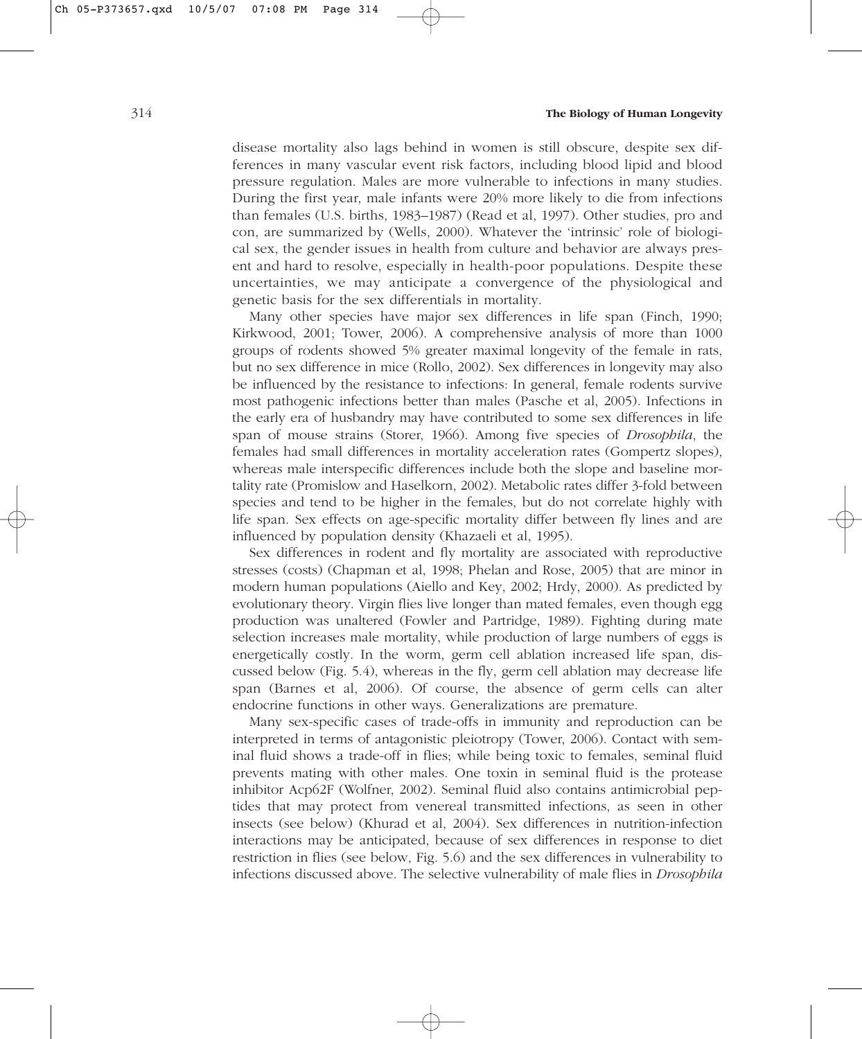disease mortality also lags behind in women is still obscure, despite sex differences in many vascular event risk factors, including blood lipid and blood pressure regulation. Males are more vulnerable to infections in many studies. During the first year, male infants were 20% more likely to die from infections than females (U.S. births, 1983–1987) (Read et al, 1997). Other studies, pro and con, are summarized by (Wells, 2000). Whatever the 'intrinsic' role of biological sex, the gender issues in health from culture and behavior are always present and hard to resolve, especially in health-poor populations. Despite these uncertainties, we may anticipate a convergence of the physiological and genetic basis for the sex differentials in mortality.

Many other species have major sex differences in life span (Finch, 1990; Kirkwood, 2001; Tower, 2006). A comprehensive analysis of more than 1000 groups of rodents showed 5% greater maximal longevity of the female in rats, but no sex difference in mice (Rollo, 2002). Sex differences in longevity may also be influenced by the resistance to infections: In general, female rodents survive most pathogenic infections better than males (Pasche et al, 2005). Infections in the early era of husbandry may have contributed to some sex differences in life span of mouse strains (Storer, 1966). Among five species of *Drosophila*, the females had small differences in mortality acceleration rates (Gompertz slopes), whereas male interspecific differences include both the slope and baseline mortality rate (Promislow and Haselkorn, 2002). Metabolic rates differ 3-fold between species and tend to be higher in the females, but do not correlate highly with life span. Sex effects on age-specific mortality differ between fly lines and are influenced by population density (Khazaeli et al, 1995).

Sex differences in rodent and fly mortality are associated with reproductive stresses (costs) (Chapman et al, 1998; Phelan and Rose, 2005) that are minor in modern human populations (Aiello and Key, 2002; Hrdy, 2000). As predicted by evolutionary theory. Virgin flies live longer than mated females, even though egg production was unaltered (Fowler and Partridge, 1989). Fighting during mate selection increases male mortality, while production of large numbers of eggs is energetically costly. In the worm, germ cell ablation increased life span, discussed below (Fig. 5.4), whereas in the fly, germ cell ablation may decrease life span (Barnes et al, 2006). Of course, the absence of germ cells can alter endocrine functions in other ways. Generalizations are premature.

Many sex-specific cases of trade-offs in immunity and reproduction can be interpreted in terms of antagonistic pleiotropy (Tower, 2006). Contact with seminal fluid shows a trade-off in flies; while being toxic to females, seminal fluid prevents mating with other males. One toxin in seminal fluid is the protease inhibitor Acp62F (Wolfner, 2002). Seminal fluid also contains antimicrobial peptides that may protect from venereal transmitted infections, as seen in other insects (see below) (Khurad et al, 2004). Sex differences in nutrition-infection interactions may be anticipated, because of sex differences in response to diet restriction in flies (see below, Fig. 5.6) and the sex differences in vulnerability to infections discussed above. The selective vulnerability of male flies in *Drosophila*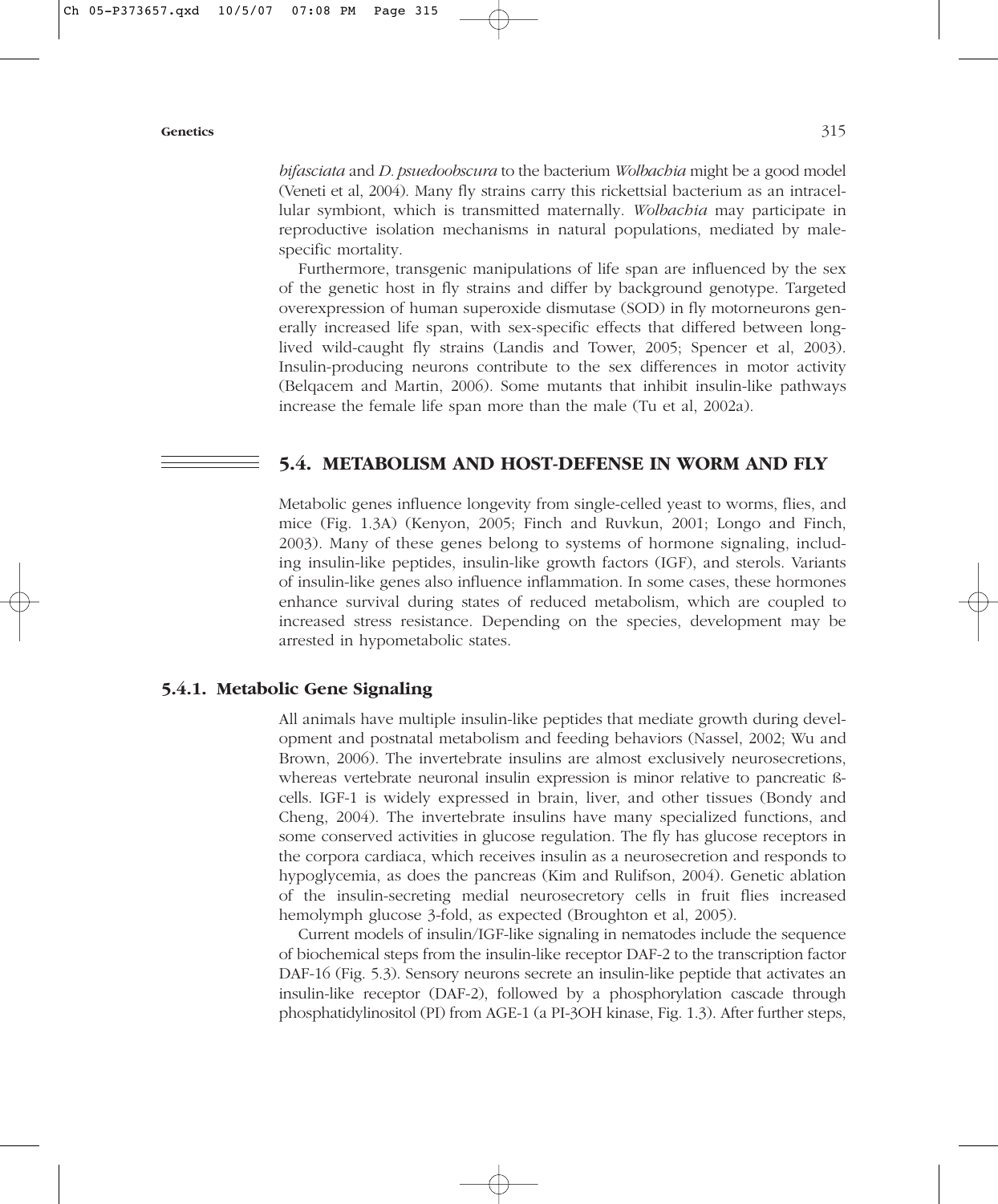*bifasciata* and *D. psuedoobscura* to the bacterium *Wolbachia* might be a good model (Veneti et al, 2004). Many fly strains carry this rickettsial bacterium as an intracellular symbiont, which is transmitted maternally. *Wolbachia* may participate in reproductive isolation mechanisms in natural populations, mediated by male-specific mortality.

Furthermore, transgenic manipulations of life span are influenced by the sex of the genetic host in fly strains and differ by background genotype. Targeted overexpression of human superoxide dismutase (SOD) in fly motorneurons generally increased life span, with sex-specific effects that differed between long-lived wild-caught fly strains (Landis and Tower, 2005; Spencer et al, 2003). Insulin-producing neurons contribute to the sex differences in motor activity (Belqacem and Martin, 2006). Some mutants that inhibit insulin-like pathways increase the female life span more than the male (Tu et al, 2002a).

## 5.4. METABOLISM AND HOST-DEFENSE IN WORM AND FLY

Metabolic genes influence longevity from single-celled yeast to worms, flies, and mice (Fig. 1.3A) (Kenyon, 2005; Finch and Ruvkun, 2001; Longo and Finch, 2003). Many of these genes belong to systems of hormone signaling, including insulin-like peptides, insulin-like growth factors (IGF), and sterols. Variants of insulin-like genes also influence inflammation. In some cases, these hormones enhance survival during states of reduced metabolism, which are coupled to increased stress resistance. Depending on the species, development may be arrested in hypometabolic states.

### 5.4.1. Metabolic Gene Signaling

All animals have multiple insulin-like peptides that mediate growth during development and postnatal metabolism and feeding behaviors (Nassel, 2002; Wu and Brown, 2006). The invertebrate insulins are almost exclusively neurosecretions, whereas vertebrate neuronal insulin expression is minor relative to pancreatic ß-cells. IGF-1 is widely expressed in brain, liver, and other tissues (Bondy and Cheng, 2004). The invertebrate insulins have many specialized functions, and some conserved activities in glucose regulation. The fly has glucose receptors in the corpora cardiaca, which receives insulin as a neurosecretion and responds to hypoglycemia, as does the pancreas (Kim and Rulifson, 2004). Genetic ablation of the insulin-secreting medial neurosecretory cells in fruit flies increased hemolymph glucose 3-fold, as expected (Broughton et al, 2005).

Current models of insulin/IGF-like signaling in nematodes include the sequence of biochemical steps from the insulin-like receptor DAF-2 to the transcription factor DAF-16 (Fig. 5.3). Sensory neurons secrete an insulin-like peptide that activates an insulin-like receptor (DAF-2), followed by a phosphorylation cascade through phosphatidylinositol (PI) from AGE-1 (a PI-3OH kinase, Fig. 1.3). After further steps,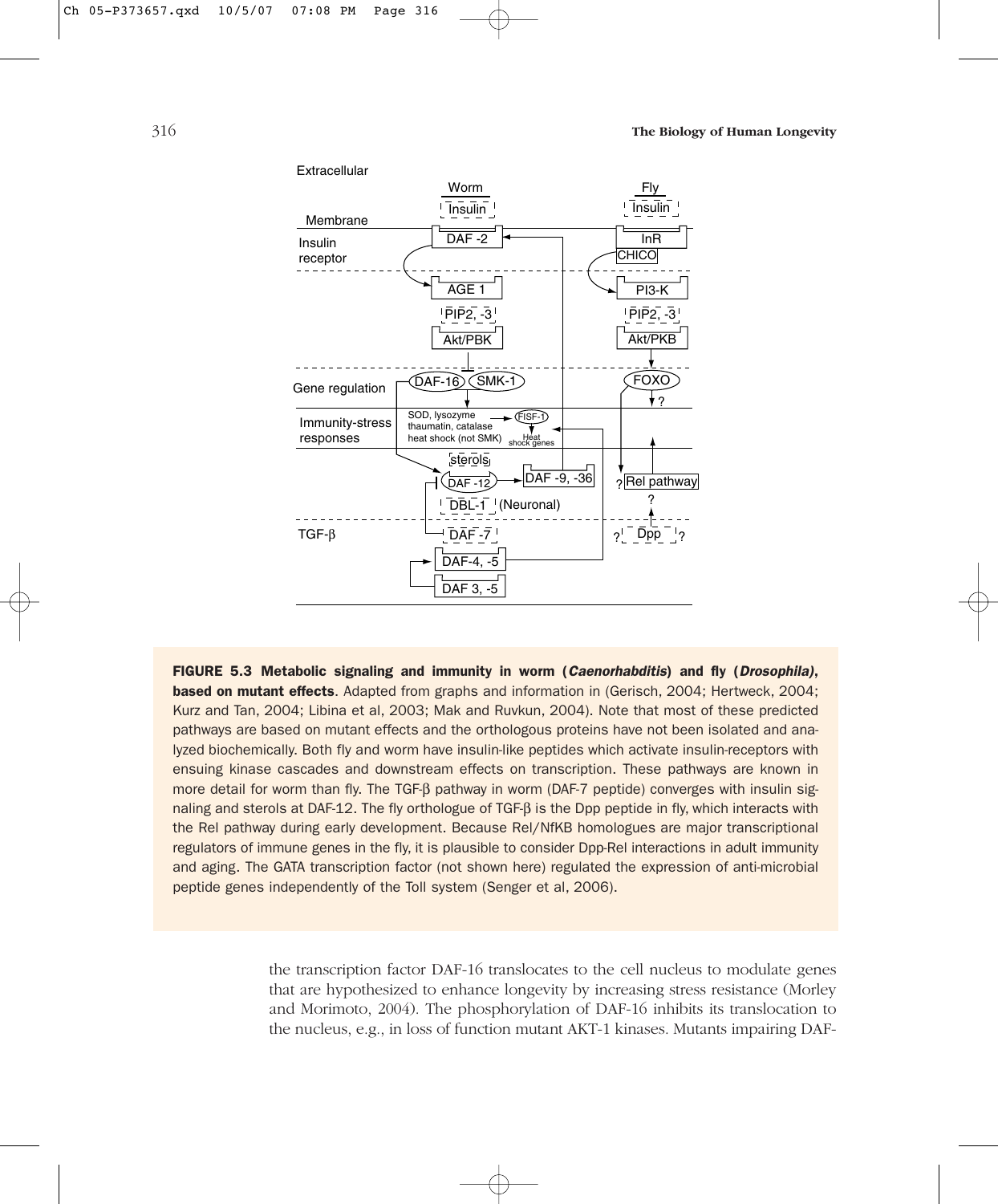**FIGURE 5.3 Metabolic signaling and immunity in worm (*Caenorhabditis*) and fly (*Drosophila*), based on mutant effects**. Adapted from graphs and information in (Gerisch, 2004; Hertweck, 2004; Kurz and Tan, 2004; Libina et al, 2003; Mak and Ruvkun, 2004). Note that most of these predicted pathways are based on mutant effects and the orthologous proteins have not been isolated and analyzed biochemically. Both fly and worm have insulin-like peptides which activate insulin-receptors with ensuing kinase cascades and downstream effects on transcription. These pathways are known in more detail for worm than fly. The TGF-β pathway in worm (DAF-7 peptide) converges with insulin signaling and sterols at DAF-12. The fly orthologue of TGF-β is the Dpp peptide in fly, which interacts with the Rel pathway during early development. Because Rel/NfKB homologues are major transcriptional regulators of immune genes in the fly, it is plausible to consider Dpp-Rel interactions in adult immunity and aging. The GATA transcription factor (not shown here) regulated the expression of anti-microbial peptide genes independently of the Toll system (Senger et al, 2006).

the transcription factor DAF-16 translocates to the cell nucleus to modulate genes that are hypothesized to enhance longevity by increasing stress resistance (Morley and Morimoto, 2004). The phosphorylation of DAF-16 inhibits its translocation to the nucleus, e.g., in loss of function mutant AKT-1 kinases. Mutants impairing DAF-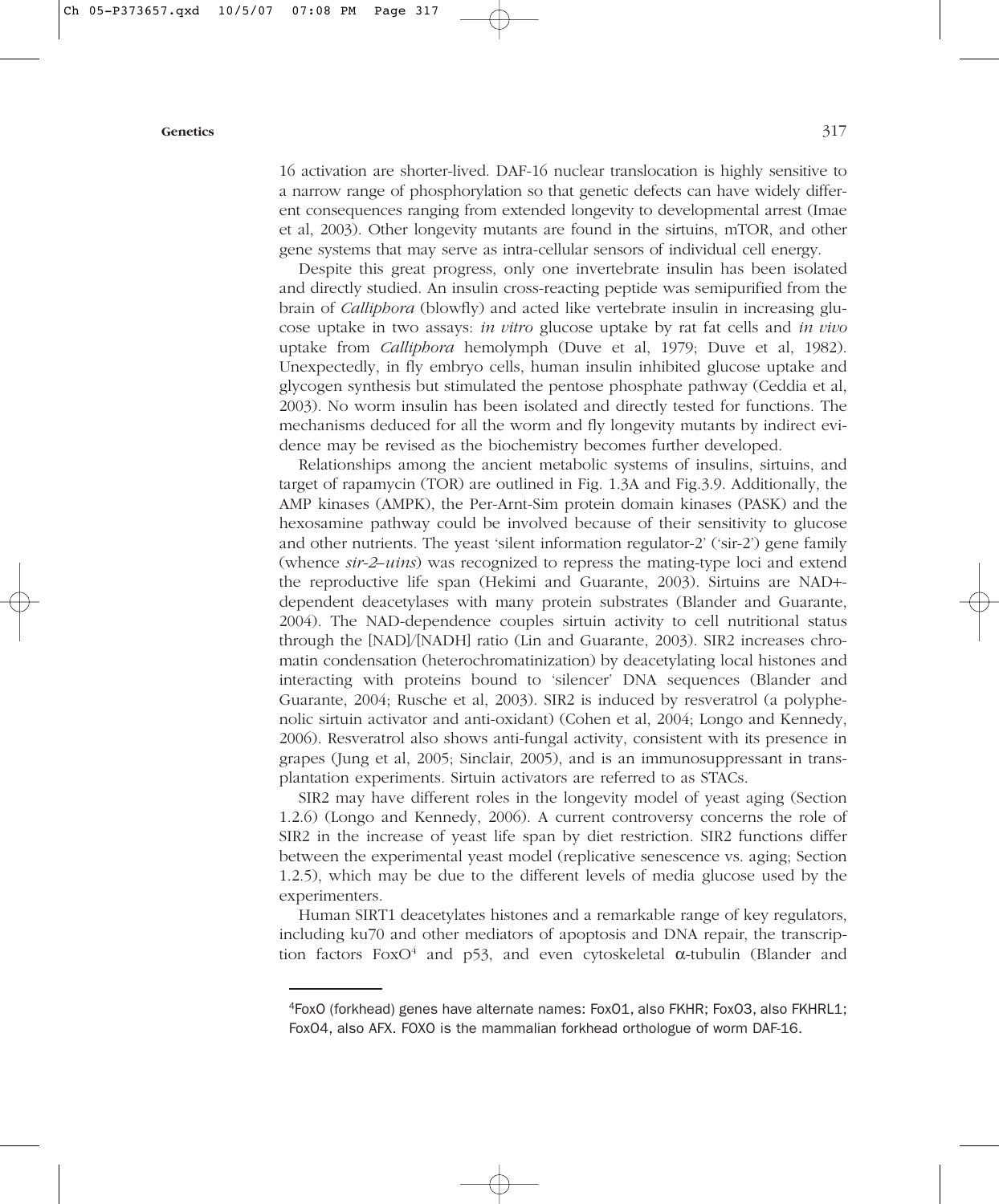16 activation are shorter-lived. DAF-16 nuclear translocation is highly sensitive to a narrow range of phosphorylation so that genetic defects can have widely different consequences ranging from extended longevity to developmental arrest (Imae et al, 2003). Other longevity mutants are found in the sirtuins, mTOR, and other gene systems that may serve as intra-cellular sensors of individual cell energy.

Despite this great progress, only one invertebrate insulin has been isolated and directly studied. An insulin cross-reacting peptide was semipurified from the brain of *Calliphora* (blowfly) and acted like vertebrate insulin in increasing glucose uptake in two assays: *in vitro* glucose uptake by rat fat cells and *in vivo* uptake from *Calliphora* hemolymph (Duve et al, 1979; Duve et al, 1982). Unexpectedly, in fly embryo cells, human insulin inhibited glucose uptake and glycogen synthesis but stimulated the pentose phosphate pathway (Ceddia et al, 2003). No worm insulin has been isolated and directly tested for functions. The mechanisms deduced for all the worm and fly longevity mutants by indirect evidence may be revised as the biochemistry becomes further developed.

Relationships among the ancient metabolic systems of insulins, sirtuins, and target of rapamycin (TOR) are outlined in Fig. 1.3A and Fig.3.9. Additionally, the AMP kinases (AMPK), the Per-Arnt-Sim protein domain kinases (PASK) and the hexosamine pathway could be involved because of their sensitivity to glucose and other nutrients. The yeast 'silent information regulator-2' ('sir-2') gene family (whence *sir-2–uins*) was recognized to repress the mating-type loci and extend the reproductive life span (Hekimi and Guarante, 2003). Sirtuins are NAD+-dependent deacetylases with many protein substrates (Blander and Guarante, 2004). The NAD-dependence couples sirtuin activity to cell nutritional status through the [NAD]/[NADH] ratio (Lin and Guarante, 2003). SIR2 increases chromatin condensation (heterochromatinization) by deacetylating local histones and interacting with proteins bound to 'silencer' DNA sequences (Blander and Guarante, 2004; Rusche et al, 2003). SIR2 is induced by resveratrol (a polyphenolic sirtuin activator and anti-oxidant) (Cohen et al, 2004; Longo and Kennedy, 2006). Resveratrol also shows anti-fungal activity, consistent with its presence in grapes (Jung et al, 2005; Sinclair, 2005), and is an immunosuppressant in transplantation experiments. Sirtuin activators are referred to as STACs.

SIR2 may have different roles in the longevity model of yeast aging (Section 1.2.6) (Longo and Kennedy, 2006). A current controversy concerns the role of SIR2 in the increase of yeast life span by diet restriction. SIR2 functions differ between the experimental yeast model (replicative senescence vs. aging; Section 1.2.5), which may be due to the different levels of media glucose used by the experimenters.

Human SIRT1 deacetylates histones and a remarkable range of key regulators, including ku70 and other mediators of apoptosis and DNA repair, the transcription factors FoxO[4] and p53, and even cytoskeletal α-tubulin (Blander and

---

[4]FoxO (forkhead) genes have alternate names: FoxO1, also FKHR; FoxO3, also FKHRL1; FoxO4, also AFX. FOXO is the mammalian forkhead orthologue of worm DAF-16.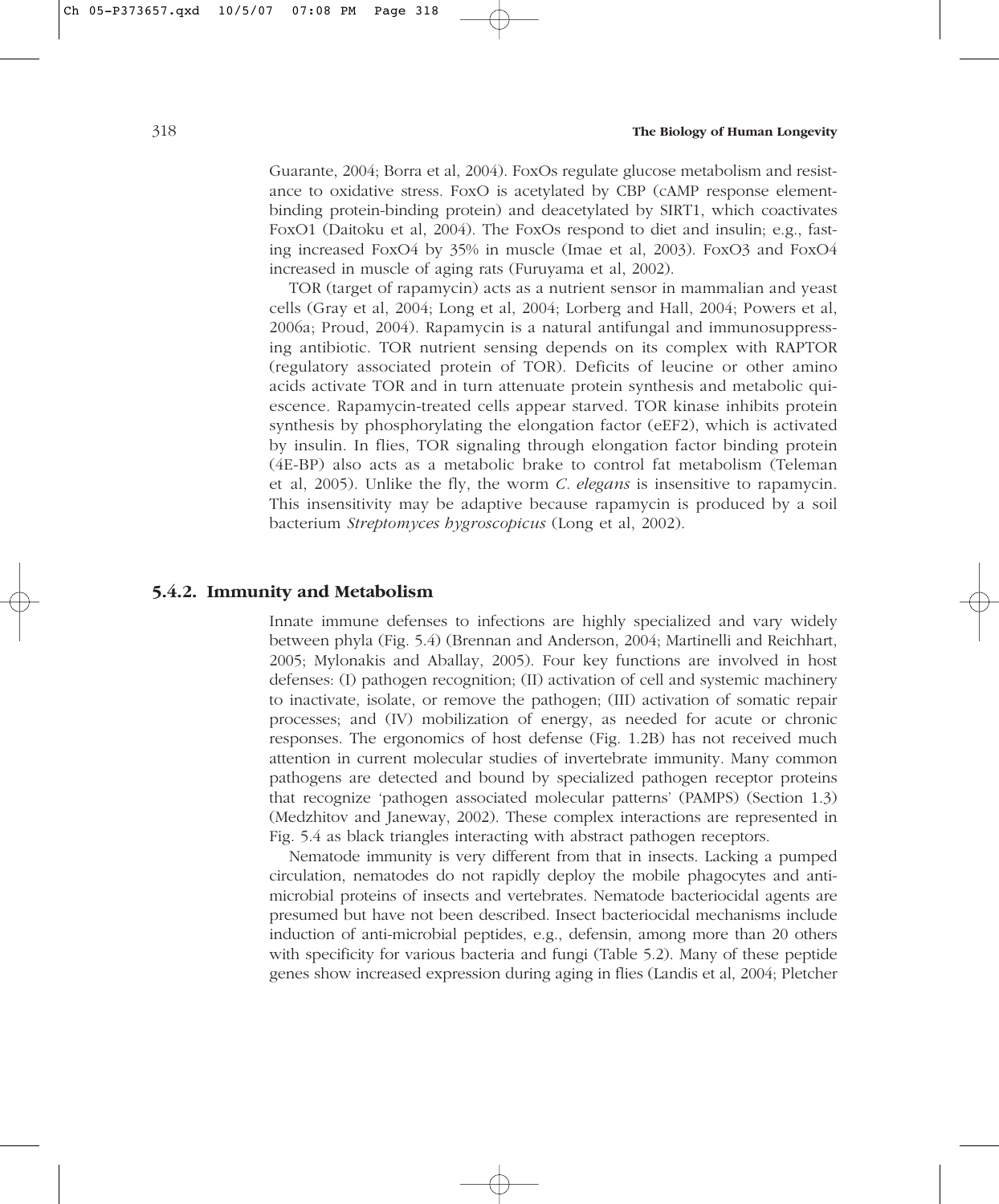Guarante, 2004; Borra et al, 2004). FoxOs regulate glucose metabolism and resistance to oxidative stress. FoxO is acetylated by CBP (cAMP response element-binding protein-binding protein) and deacetylated by SIRT1, which coactivates FoxO1 (Daitoku et al, 2004). The FoxOs respond to diet and insulin; e.g., fasting increased FoxO4 by 35% in muscle (Imae et al, 2003). FoxO3 and FoxO4 increased in muscle of aging rats (Furuyama et al, 2002).

TOR (target of rapamycin) acts as a nutrient sensor in mammalian and yeast cells (Gray et al, 2004; Long et al, 2004; Lorberg and Hall, 2004; Powers et al, 2006a; Proud, 2004). Rapamycin is a natural antifungal and immunosuppressing antibiotic. TOR nutrient sensing depends on its complex with RAPTOR (regulatory associated protein of TOR). Deficits of leucine or other amino acids activate TOR and in turn attenuate protein synthesis and metabolic quiescence. Rapamycin-treated cells appear starved. TOR kinase inhibits protein synthesis by phosphorylating the elongation factor (eEF2), which is activated by insulin. In flies, TOR signaling through elongation factor binding protein (4E-BP) also acts as a metabolic brake to control fat metabolism (Teleman et al, 2005). Unlike the fly, the worm *C. elegans* is insensitive to rapamycin. This insensitivity may be adaptive because rapamycin is produced by a soil bacterium *Streptomyces hygroscopicus* (Long et al, 2002).

### 5.4.2. Immunity and Metabolism

Innate immune defenses to infections are highly specialized and vary widely between phyla (Fig. 5.4) (Brennan and Anderson, 2004; Martinelli and Reichhart, 2005; Mylonakis and Aballay, 2005). Four key functions are involved in host defenses: (I) pathogen recognition; (II) activation of cell and systemic machinery to inactivate, isolate, or remove the pathogen; (III) activation of somatic repair processes; and (IV) mobilization of energy, as needed for acute or chronic responses. The ergonomics of host defense (Fig. 1.2B) has not received much attention in current molecular studies of invertebrate immunity. Many common pathogens are detected and bound by specialized pathogen receptor proteins that recognize 'pathogen associated molecular patterns' (PAMPS) (Section 1.3) (Medzhitov and Janeway, 2002). These complex interactions are represented in Fig. 5.4 as black triangles interacting with abstract pathogen receptors.

Nematode immunity is very different from that in insects. Lacking a pumped circulation, nematodes do not rapidly deploy the mobile phagocytes and anti-microbial proteins of insects and vertebrates. Nematode bacteriocidal agents are presumed but have not been described. Insect bacteriocidal mechanisms include induction of anti-microbial peptides, e.g., defensin, among more than 20 others with specificity for various bacteria and fungi (Table 5.2). Many of these peptide genes show increased expression during aging in flies (Landis et al, 2004; Pletcher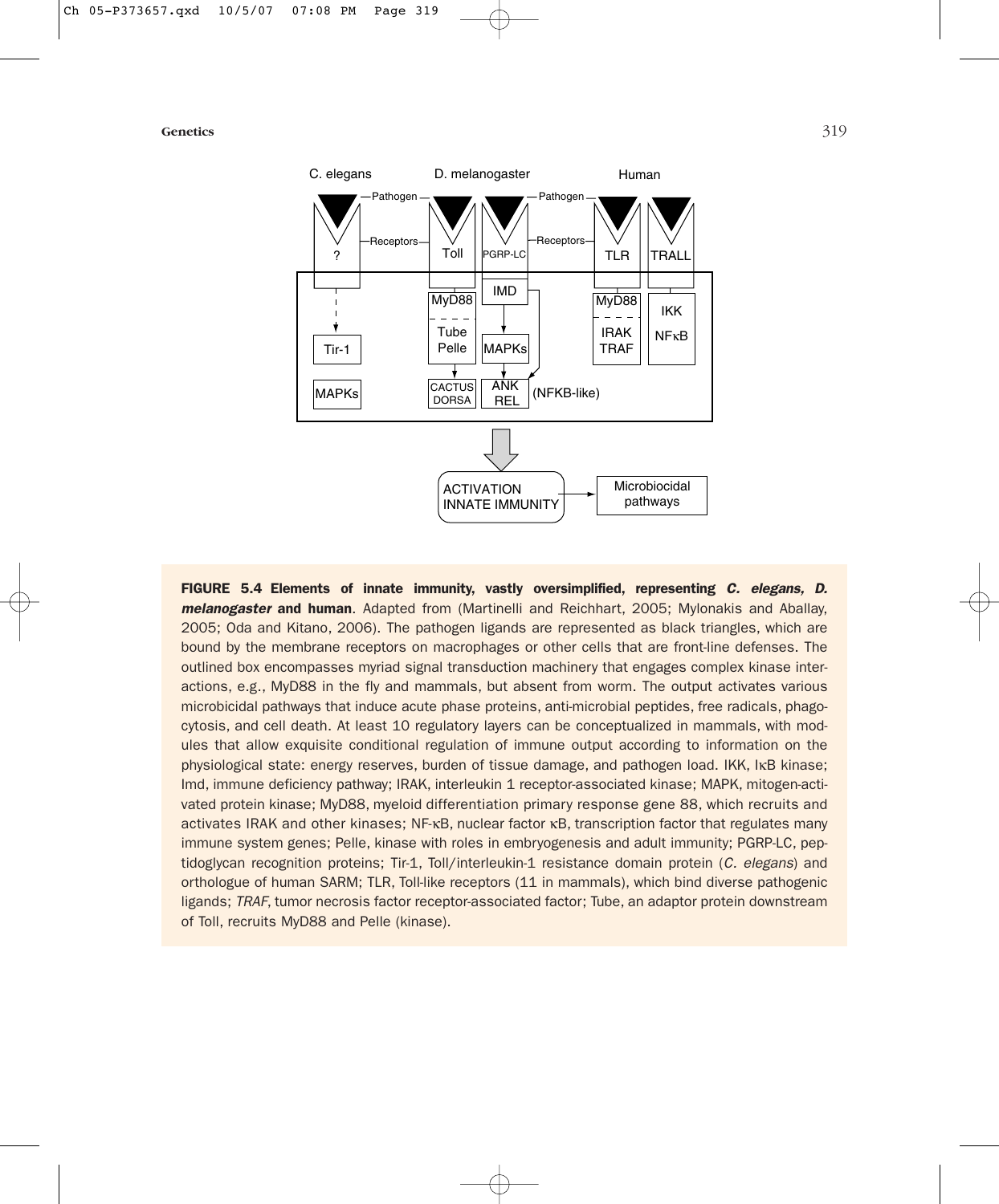FIGURE 5.4 **Elements of innate immunity, vastly oversimplified, representing *C. elegans, D. melanogaster* and human**. Adapted from (Martinelli and Reichhart, 2005; Mylonakis and Aballay, 2005; Oda and Kitano, 2006). The pathogen ligands are represented as black triangles, which are bound by the membrane receptors on macrophages or other cells that are front-line defenses. The outlined box encompasses myriad signal transduction machinery that engages complex kinase interactions, e.g., MyD88 in the fly and mammals, but absent from worm. The output activates various microbicidal pathways that induce acute phase proteins, anti-microbial peptides, free radicals, phagocytosis, and cell death. At least 10 regulatory layers can be conceptualized in mammals, with modules that allow exquisite conditional regulation of immune output according to information on the physiological state: energy reserves, burden of tissue damage, and pathogen load. IKK, IκB kinase; Imd, immune deficiency pathway; IRAK, interleukin 1 receptor-associated kinase; MAPK, mitogen-activated protein kinase; MyD88, myeloid differentiation primary response gene 88, which recruits and activates IRAK and other kinases; NF-κB, nuclear factor κB, transcription factor that regulates many immune system genes; Pelle, kinase with roles in embryogenesis and adult immunity; PGRP-LC, peptidoglycan recognition proteins; Tir-1, Toll/interleukin-1 resistance domain protein (*C. elegans*) and orthologue of human SARM; TLR, Toll-like receptors (11 in mammals), which bind diverse pathogenic ligands; *TRAF*, tumor necrosis factor receptor-associated factor; Tube, an adaptor protein downstream of Toll, recruits MyD88 and Pelle (kinase).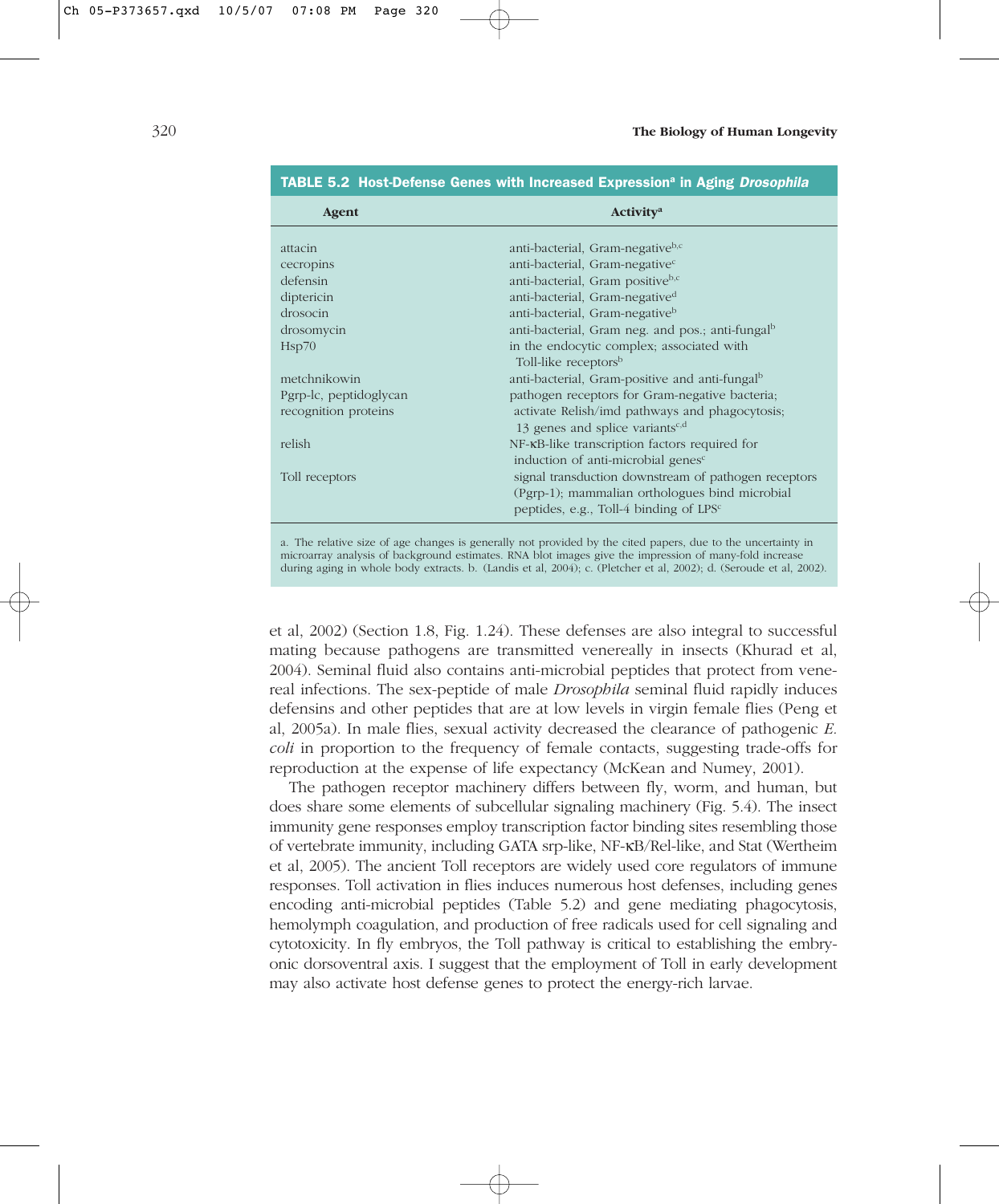**TABLE 5.2 Host-Defense Genes with Increased Expression[a] in Aging *Drosophila***

| Agent | Activity[a] |
|---|---|
| attacin | anti-bacterial, Gram-negative[b,c] |
| cecropins | anti-bacterial, Gram-negative[c] |
| defensin | anti-bacterial, Gram positive[b,c] |
| diptericin | anti-bacterial, Gram-negative[d] |
| drosocin | anti-bacterial, Gram-negative[b] |
| drosomycin | anti-bacterial, Gram neg. and pos.; anti-fungal[b] |
| Hsp70 | in the endocytic complex; associated with Toll-like receptors[b] |
| metchnikowin | anti-bacterial, Gram-positive and anti-fungal[b] |
| Pgrp-lc, peptidoglycan recognition proteins | pathogen receptors for Gram-negative bacteria; activate Relish/imd pathways and phagocytosis; 13 genes and splice variants[c,d] |
| relish | NF-κB-like transcription factors required for induction of anti-microbial genes[c] |
| Toll receptors | signal transduction downstream of pathogen receptors (Pgrp-1); mammalian orthologues bind microbial peptides, e.g., Toll-4 binding of LPS[c] |

a. The relative size of age changes is generally not provided by the cited papers, due to the uncertainty in microarray analysis of background estimates. RNA blot images give the impression of many-fold increase during aging in whole body extracts. b. (Landis et al, 2004); c. (Pletcher et al, 2002); d. (Seroude et al, 2002).

et al, 2002) (Section 1.8, Fig. 1.24). These defenses are also integral to successful mating because pathogens are transmitted venereally in insects (Khurad et al, 2004). Seminal fluid also contains anti-microbial peptides that protect from venereal infections. The sex-peptide of male *Drosophila* seminal fluid rapidly induces defensins and other peptides that are at low levels in virgin female flies (Peng et al, 2005a). In male flies, sexual activity decreased the clearance of pathogenic *E. coli* in proportion to the frequency of female contacts, suggesting trade-offs for reproduction at the expense of life expectancy (McKean and Numey, 2001).

The pathogen receptor machinery differs between fly, worm, and human, but does share some elements of subcellular signaling machinery (Fig. 5.4). The insect immunity gene responses employ transcription factor binding sites resembling those of vertebrate immunity, including GATA srp-like, NF-κB/Rel-like, and Stat (Wertheim et al, 2005). The ancient Toll receptors are widely used core regulators of immune responses. Toll activation in flies induces numerous host defenses, including genes encoding anti-microbial peptides (Table 5.2) and gene mediating phagocytosis, hemolymph coagulation, and production of free radicals used for cell signaling and cytotoxicity. In fly embryos, the Toll pathway is critical to establishing the embryonic dorsoventral axis. I suggest that the employment of Toll in early development may also activate host defense genes to protect the energy-rich larvae.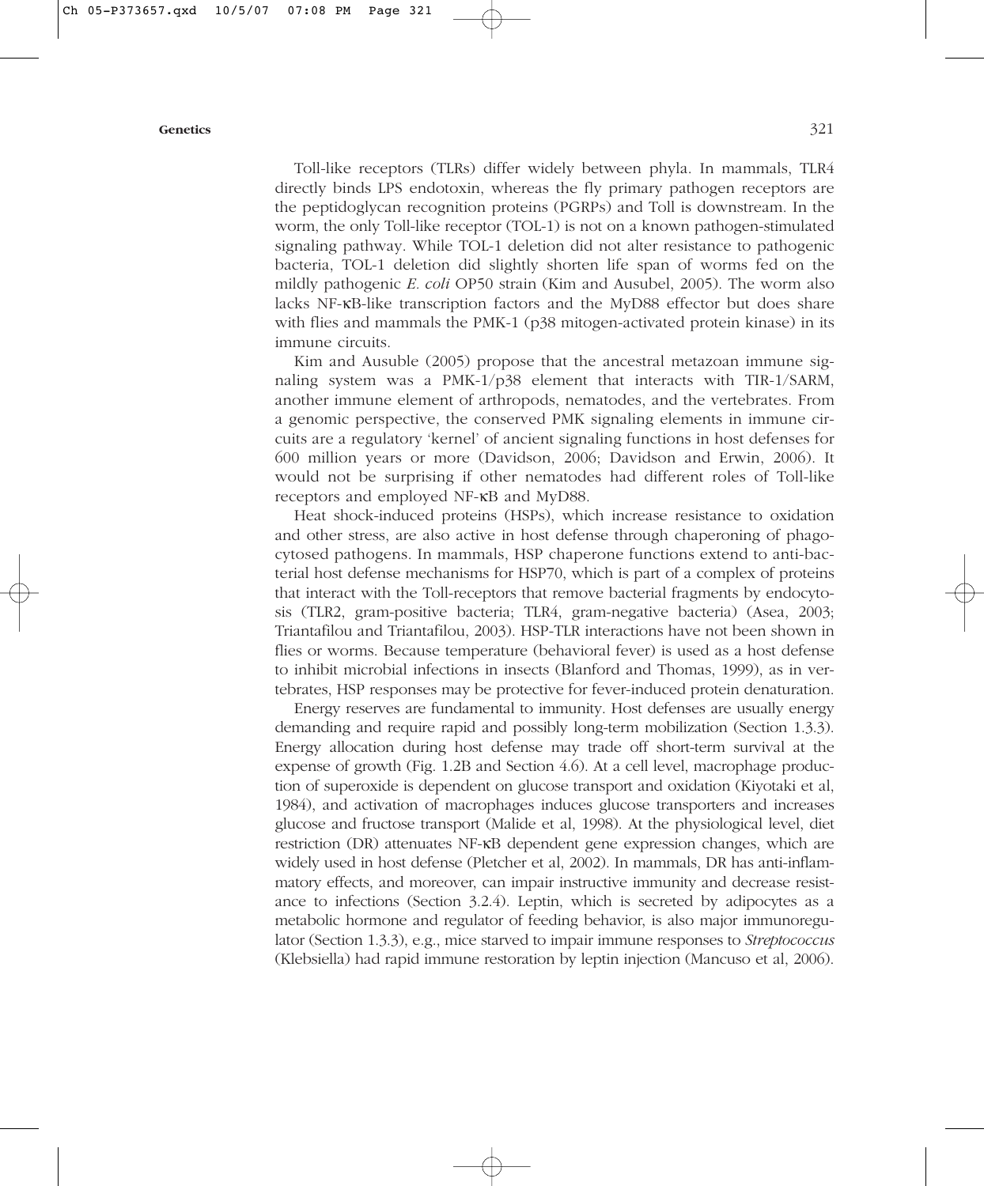Toll-like receptors (TLRs) differ widely between phyla. In mammals, TLR4 directly binds LPS endotoxin, whereas the fly primary pathogen receptors are the peptidoglycan recognition proteins (PGRPs) and Toll is downstream. In the worm, the only Toll-like receptor (TOL-1) is not on a known pathogen-stimulated signaling pathway. While TOL-1 deletion did not alter resistance to pathogenic bacteria, TOL-1 deletion did slightly shorten life span of worms fed on the mildly pathogenic *E. coli* OP50 strain (Kim and Ausubel, 2005). The worm also lacks NF-κB-like transcription factors and the MyD88 effector but does share with flies and mammals the PMK-1 (p38 mitogen-activated protein kinase) in its immune circuits.

Kim and Ausuble (2005) propose that the ancestral metazoan immune signaling system was a PMK-1/p38 element that interacts with TIR-1/SARM, another immune element of arthropods, nematodes, and the vertebrates. From a genomic perspective, the conserved PMK signaling elements in immune circuits are a regulatory 'kernel' of ancient signaling functions in host defenses for 600 million years or more (Davidson, 2006; Davidson and Erwin, 2006). It would not be surprising if other nematodes had different roles of Toll-like receptors and employed NF-κB and MyD88.

Heat shock-induced proteins (HSPs), which increase resistance to oxidation and other stress, are also active in host defense through chaperoning of phagocytosed pathogens. In mammals, HSP chaperone functions extend to anti-bacterial host defense mechanisms for HSP70, which is part of a complex of proteins that interact with the Toll-receptors that remove bacterial fragments by endocytosis (TLR2, gram-positive bacteria; TLR4, gram-negative bacteria) (Asea, 2003; Triantafilou and Triantafilou, 2003). HSP-TLR interactions have not been shown in flies or worms. Because temperature (behavioral fever) is used as a host defense to inhibit microbial infections in insects (Blanford and Thomas, 1999), as in vertebrates, HSP responses may be protective for fever-induced protein denaturation.

Energy reserves are fundamental to immunity. Host defenses are usually energy demanding and require rapid and possibly long-term mobilization (Section 1.3.3). Energy allocation during host defense may trade off short-term survival at the expense of growth (Fig. 1.2B and Section 4.6). At a cell level, macrophage production of superoxide is dependent on glucose transport and oxidation (Kiyotaki et al, 1984), and activation of macrophages induces glucose transporters and increases glucose and fructose transport (Malide et al, 1998). At the physiological level, diet restriction (DR) attenuates NF-κB dependent gene expression changes, which are widely used in host defense (Pletcher et al, 2002). In mammals, DR has anti-inflammatory effects, and moreover, can impair instructive immunity and decrease resistance to infections (Section 3.2.4). Leptin, which is secreted by adipocytes as a metabolic hormone and regulator of feeding behavior, is also major immunoregulator (Section 1.3.3), e.g., mice starved to impair immune responses to *Streptococcus* (Klebsiella) had rapid immune restoration by leptin injection (Mancuso et al, 2006).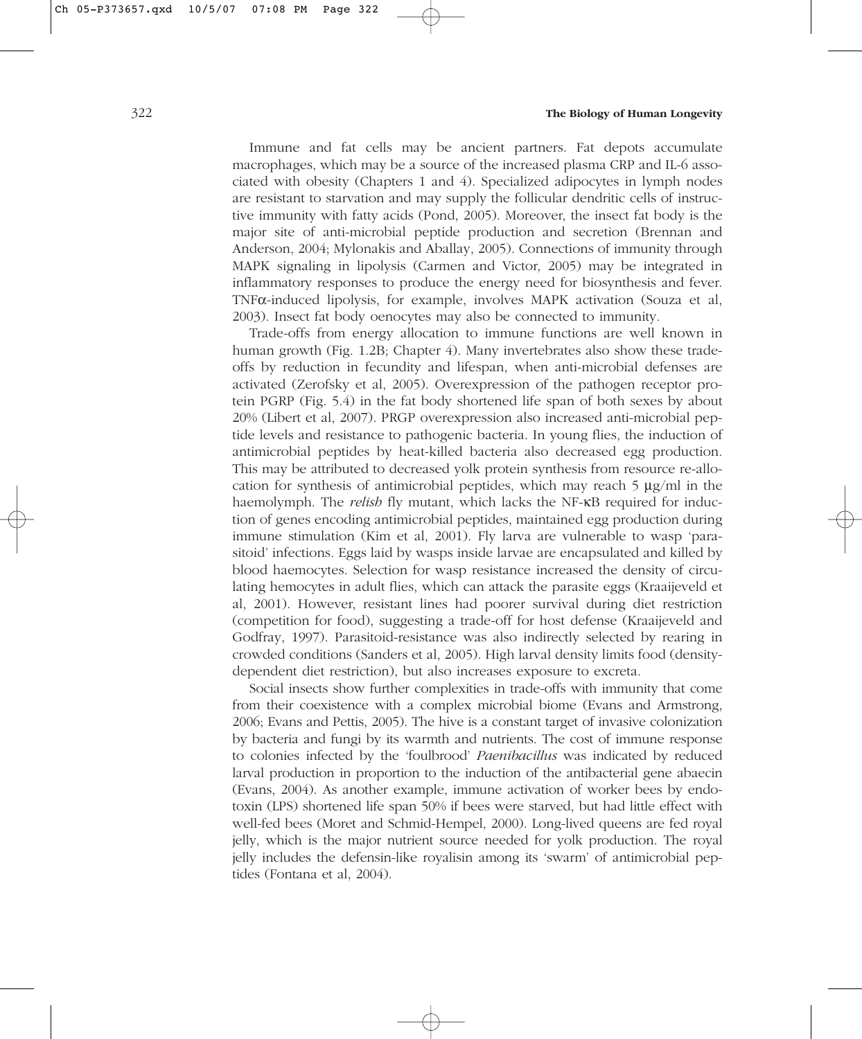Immune and fat cells may be ancient partners. Fat depots accumulate macrophages, which may be a source of the increased plasma CRP and IL-6 associated with obesity (Chapters 1 and 4). Specialized adipocytes in lymph nodes are resistant to starvation and may supply the follicular dendritic cells of instructive immunity with fatty acids (Pond, 2005). Moreover, the insect fat body is the major site of anti-microbial peptide production and secretion (Brennan and Anderson, 2004; Mylonakis and Aballay, 2005). Connections of immunity through MAPK signaling in lipolysis (Carmen and Victor, 2005) may be integrated in inflammatory responses to produce the energy need for biosynthesis and fever. TNF$\alpha$-induced lipolysis, for example, involves MAPK activation (Souza et al, 2003). Insect fat body oenocytes may also be connected to immunity.

Trade-offs from energy allocation to immune functions are well known in human growth (Fig. 1.2B; Chapter 4). Many invertebrates also show these trade-offs by reduction in fecundity and lifespan, when anti-microbial defenses are activated (Zerofsky et al, 2005). Overexpression of the pathogen receptor protein PGRP (Fig. 5.4) in the fat body shortened life span of both sexes by about 20% (Libert et al, 2007). PRGP overexpression also increased anti-microbial peptide levels and resistance to pathogenic bacteria. In young flies, the induction of antimicrobial peptides by heat-killed bacteria also decreased egg production. This may be attributed to decreased yolk protein synthesis from resource re-allocation for synthesis of antimicrobial peptides, which may reach 5 $\mu$g/ml in the haemolymph. The *relish* fly mutant, which lacks the NF-$\kappa$B required for induction of genes encoding antimicrobial peptides, maintained egg production during immune stimulation (Kim et al, 2001). Fly larva are vulnerable to wasp 'parasitoid' infections. Eggs laid by wasps inside larvae are encapsulated and killed by blood haemocytes. Selection for wasp resistance increased the density of circulating hemocytes in adult flies, which can attack the parasite eggs (Kraaijeveld et al, 2001). However, resistant lines had poorer survival during diet restriction (competition for food), suggesting a trade-off for host defense (Kraaijeveld and Godfray, 1997). Parasitoid-resistance was also indirectly selected by rearing in crowded conditions (Sanders et al, 2005). High larval density limits food (density-dependent diet restriction), but also increases exposure to excreta.

Social insects show further complexities in trade-offs with immunity that come from their coexistence with a complex microbial biome (Evans and Armstrong, 2006; Evans and Pettis, 2005). The hive is a constant target of invasive colonization by bacteria and fungi by its warmth and nutrients. The cost of immune response to colonies infected by the 'foulbrood' *Paenibacillus* was indicated by reduced larval production in proportion to the induction of the antibacterial gene abaecin (Evans, 2004). As another example, immune activation of worker bees by endotoxin (LPS) shortened life span 50% if bees were starved, but had little effect with well-fed bees (Moret and Schmid-Hempel, 2000). Long-lived queens are fed royal jelly, which is the major nutrient source needed for yolk production. The royal jelly includes the defensin-like royalisin among its 'swarm' of antimicrobial peptides (Fontana et al, 2004).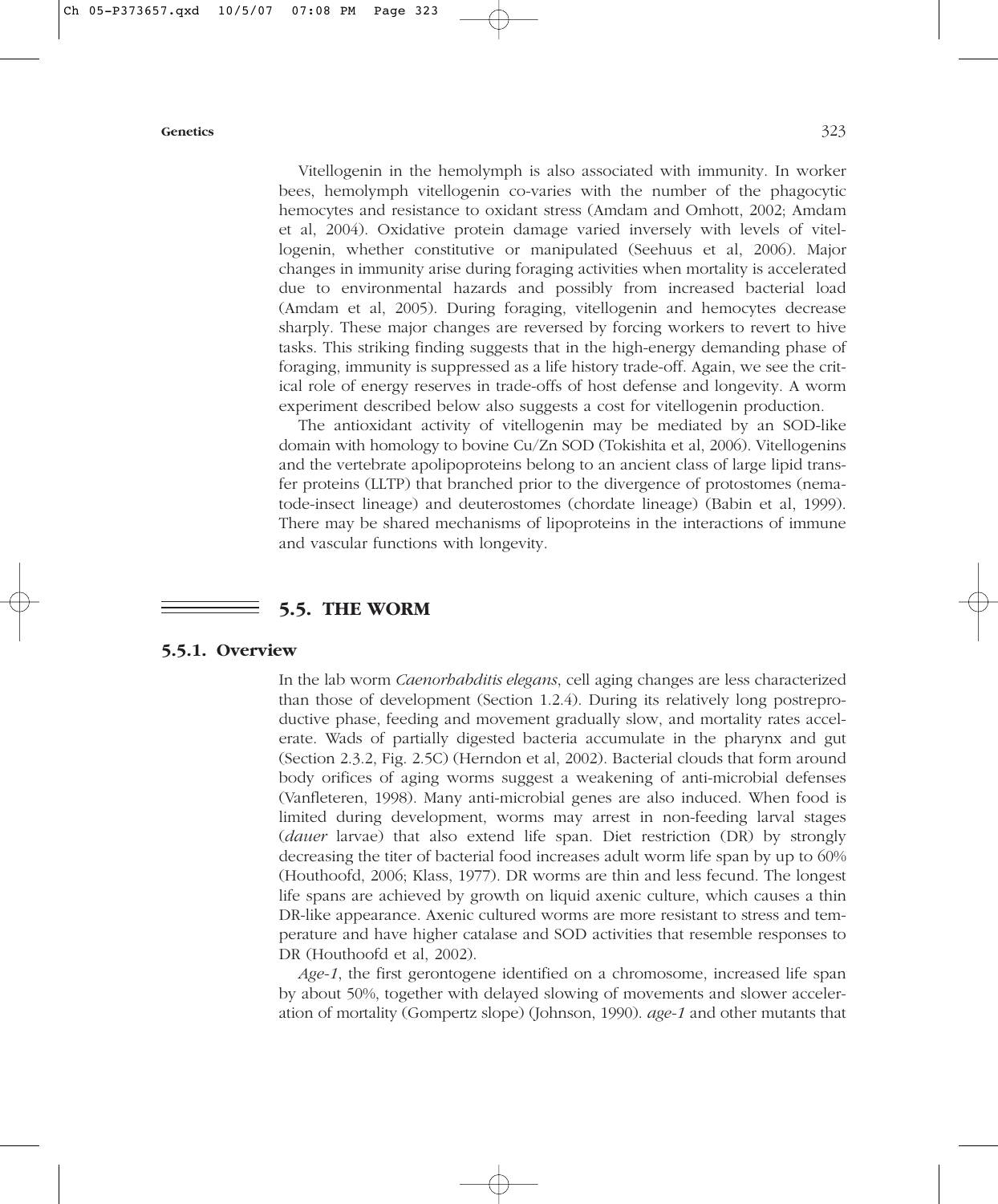Vitellogenin in the hemolymph is also associated with immunity. In worker bees, hemolymph vitellogenin co-varies with the number of the phagocytic hemocytes and resistance to oxidant stress (Amdam and Omhott, 2002; Amdam et al, 2004). Oxidative protein damage varied inversely with levels of vitellogenin, whether constitutive or manipulated (Seehuus et al, 2006). Major changes in immunity arise during foraging activities when mortality is accelerated due to environmental hazards and possibly from increased bacterial load (Amdam et al, 2005). During foraging, vitellogenin and hemocytes decrease sharply. These major changes are reversed by forcing workers to revert to hive tasks. This striking finding suggests that in the high-energy demanding phase of foraging, immunity is suppressed as a life history trade-off. Again, we see the critical role of energy reserves in trade-offs of host defense and longevity. A worm experiment described below also suggests a cost for vitellogenin production.

The antioxidant activity of vitellogenin may be mediated by an SOD-like domain with homology to bovine Cu/Zn SOD (Tokishita et al, 2006). Vitellogenins and the vertebrate apolipoproteins belong to an ancient class of large lipid transfer proteins (LLTP) that branched prior to the divergence of protostomes (nematode-insect lineage) and deuterostomes (chordate lineage) (Babin et al, 1999). There may be shared mechanisms of lipoproteins in the interactions of immune and vascular functions with longevity.

## 5.5. THE WORM

### 5.5.1. Overview

In the lab worm *Caenorhabditis elegans*, cell aging changes are less characterized than those of development (Section 1.2.4). During its relatively long postreproductive phase, feeding and movement gradually slow, and mortality rates accelerate. Wads of partially digested bacteria accumulate in the pharynx and gut (Section 2.3.2, Fig. 2.5C) (Herndon et al, 2002). Bacterial clouds that form around body orifices of aging worms suggest a weakening of anti-microbial defenses (Vanfleteren, 1998). Many anti-microbial genes are also induced. When food is limited during development, worms may arrest in non-feeding larval stages (*dauer* larvae) that also extend life span. Diet restriction (DR) by strongly decreasing the titer of bacterial food increases adult worm life span by up to 60% (Houthoofd, 2006; Klass, 1977). DR worms are thin and less fecund. The longest life spans are achieved by growth on liquid axenic culture, which causes a thin DR-like appearance. Axenic cultured worms are more resistant to stress and temperature and have higher catalase and SOD activities that resemble responses to DR (Houthoofd et al, 2002).

*Age-1*, the first gerontogene identified on a chromosome, increased life span by about 50%, together with delayed slowing of movements and slower acceleration of mortality (Gompertz slope) (Johnson, 1990). *age-1* and other mutants that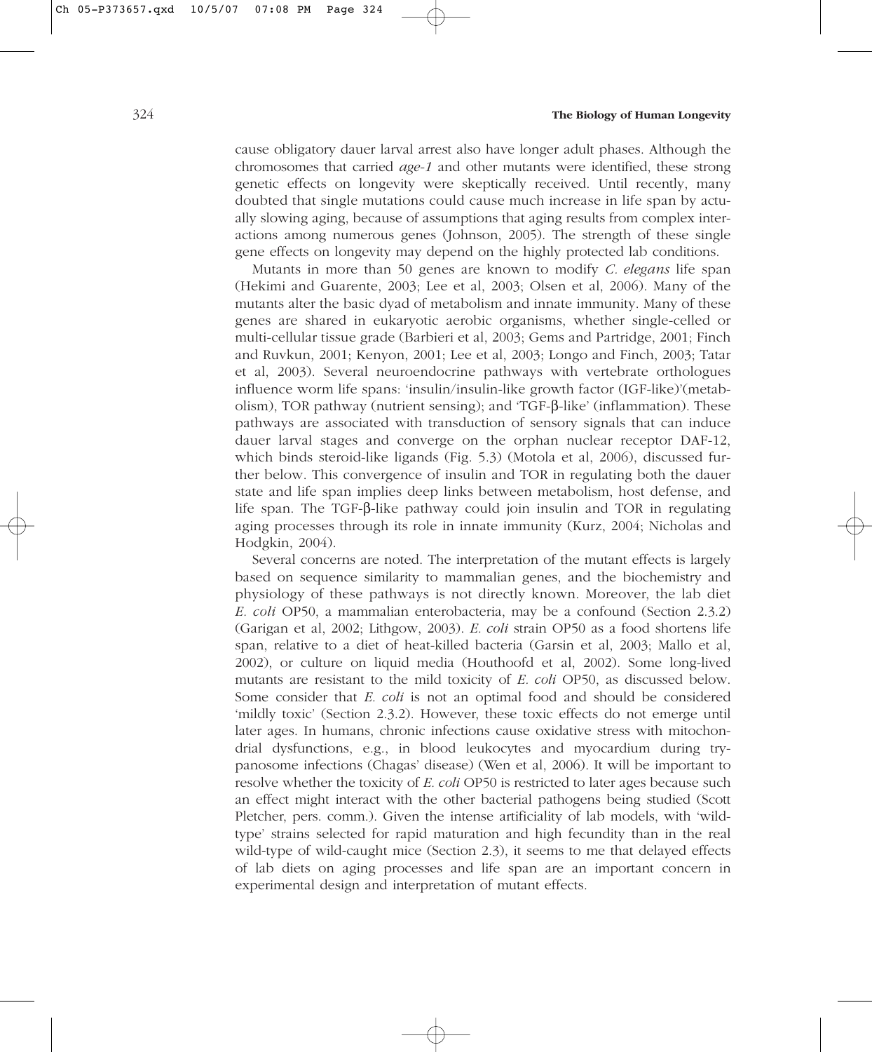cause obligatory dauer larval arrest also have longer adult phases. Although the chromosomes that carried *age-1* and other mutants were identified, these strong genetic effects on longevity were skeptically received. Until recently, many doubted that single mutations could cause much increase in life span by actually slowing aging, because of assumptions that aging results from complex interactions among numerous genes (Johnson, 2005). The strength of these single gene effects on longevity may depend on the highly protected lab conditions.

Mutants in more than 50 genes are known to modify *C. elegans* life span (Hekimi and Guarente, 2003; Lee et al, 2003; Olsen et al, 2006). Many of the mutants alter the basic dyad of metabolism and innate immunity. Many of these genes are shared in eukaryotic aerobic organisms, whether single-celled or multi-cellular tissue grade (Barbieri et al, 2003; Gems and Partridge, 2001; Finch and Ruvkun, 2001; Kenyon, 2001; Lee et al, 2003; Longo and Finch, 2003; Tatar et al, 2003). Several neuroendocrine pathways with vertebrate orthologues influence worm life spans: 'insulin/insulin-like growth factor (IGF-like)'(metabolism), TOR pathway (nutrient sensing); and 'TGF-β-like' (inflammation). These pathways are associated with transduction of sensory signals that can induce dauer larval stages and converge on the orphan nuclear receptor DAF-12, which binds steroid-like ligands (Fig. 5.3) (Motola et al, 2006), discussed further below. This convergence of insulin and TOR in regulating both the dauer state and life span implies deep links between metabolism, host defense, and life span. The TGF-β-like pathway could join insulin and TOR in regulating aging processes through its role in innate immunity (Kurz, 2004; Nicholas and Hodgkin, 2004).

Several concerns are noted. The interpretation of the mutant effects is largely based on sequence similarity to mammalian genes, and the biochemistry and physiology of these pathways is not directly known. Moreover, the lab diet *E. coli* OP50, a mammalian enterobacteria, may be a confound (Section 2.3.2) (Garigan et al, 2002; Lithgow, 2003). *E. coli* strain OP50 as a food shortens life span, relative to a diet of heat-killed bacteria (Garsin et al, 2003; Mallo et al, 2002), or culture on liquid media (Houthoofd et al, 2002). Some long-lived mutants are resistant to the mild toxicity of *E. coli* OP50, as discussed below. Some consider that *E. coli* is not an optimal food and should be considered 'mildly toxic' (Section 2.3.2). However, these toxic effects do not emerge until later ages. In humans, chronic infections cause oxidative stress with mitochondrial dysfunctions, e.g., in blood leukocytes and myocardium during trypanosome infections (Chagas' disease) (Wen et al, 2006). It will be important to resolve whether the toxicity of *E. coli* OP50 is restricted to later ages because such an effect might interact with the other bacterial pathogens being studied (Scott Pletcher, pers. comm.). Given the intense artificiality of lab models, with 'wild-type' strains selected for rapid maturation and high fecundity than in the real wild-type of wild-caught mice (Section 2.3), it seems to me that delayed effects of lab diets on aging processes and life span are an important concern in experimental design and interpretation of mutant effects.